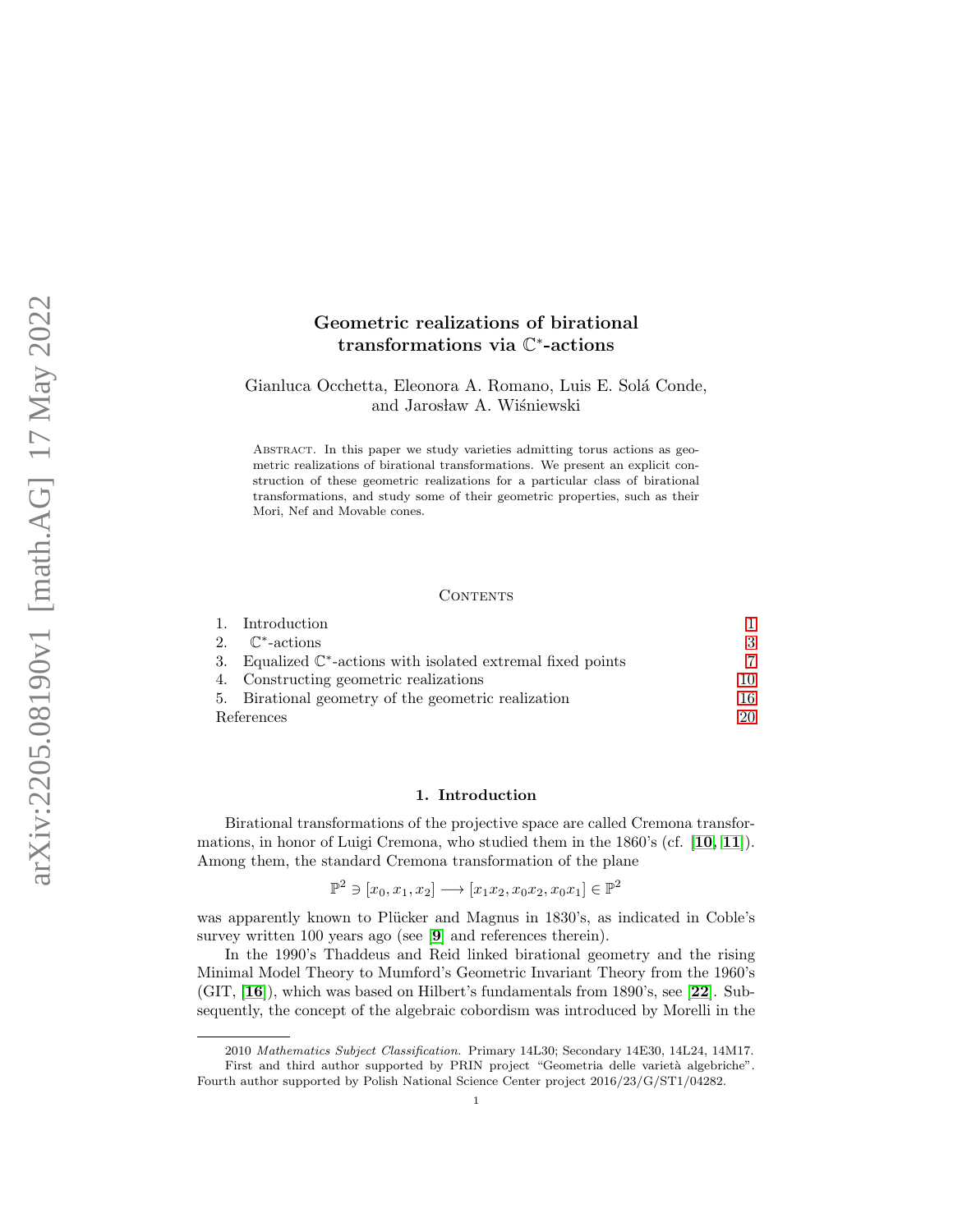# Geometric realizations of birational transformations via $\mathbb{C}^*$-actions

Gianluca Occhetta, Eleonora A. Romano, Luis E. Solá Conde, and Jarosław A. Wiśniewski

Abstract. In this paper we study varieties admitting torus actions as geometric realizations of birational transformations. We present an explicit construction of these geometric realizations for a particular class of birational transformations, and study some of their geometric properties, such as their Mori, Nef and Movable cones.

## Contents

| | | |
|---|---|---|
| 1. | Introduction | 1 |
| 2. | $\mathbb{C}^*$-actions | 3 |
| 3. | Equalized $\mathbb{C}^*$-actions with isolated extremal fixed points | 7 |
| 4. | Constructing geometric realizations | 10 |
| 5. | Birational geometry of the geometric realization | 16 |
| | References | 20 |

## 1. Introduction

Birational transformations of the projective space are called Cremona transformations, in honor of Luigi Cremona, who studied them in the 1860's (cf. [10, 11]). Among them, the standard Cremona transformation of the plane

$$\mathbb{P}^2 \ni [x_0, x_1, x_2] \longrightarrow [x_1x_2, x_0x_2, x_0x_1] \in \mathbb{P}^2$$

was apparently known to Plücker and Magnus in 1830's, as indicated in Coble's survey written 100 years ago (see [9] and references therein).

In the 1990's Thaddeus and Reid linked birational geometry and the rising Minimal Model Theory to Mumford's Geometric Invariant Theory from the 1960's (GIT, [16]), which was based on Hilbert's fundamentals from 1890's, see [22]. Subsequently, the concept of the algebraic cobordism was introduced by Morelli in the

---

2010 *Mathematics Subject Classification.* Primary 14L30; Secondary 14E30, 14L24, 14M17.

First and third author supported by PRIN project "Geometria delle varietà algebriche". Fourth author supported by Polish National Science Center project 2016/23/G/ST1/04282.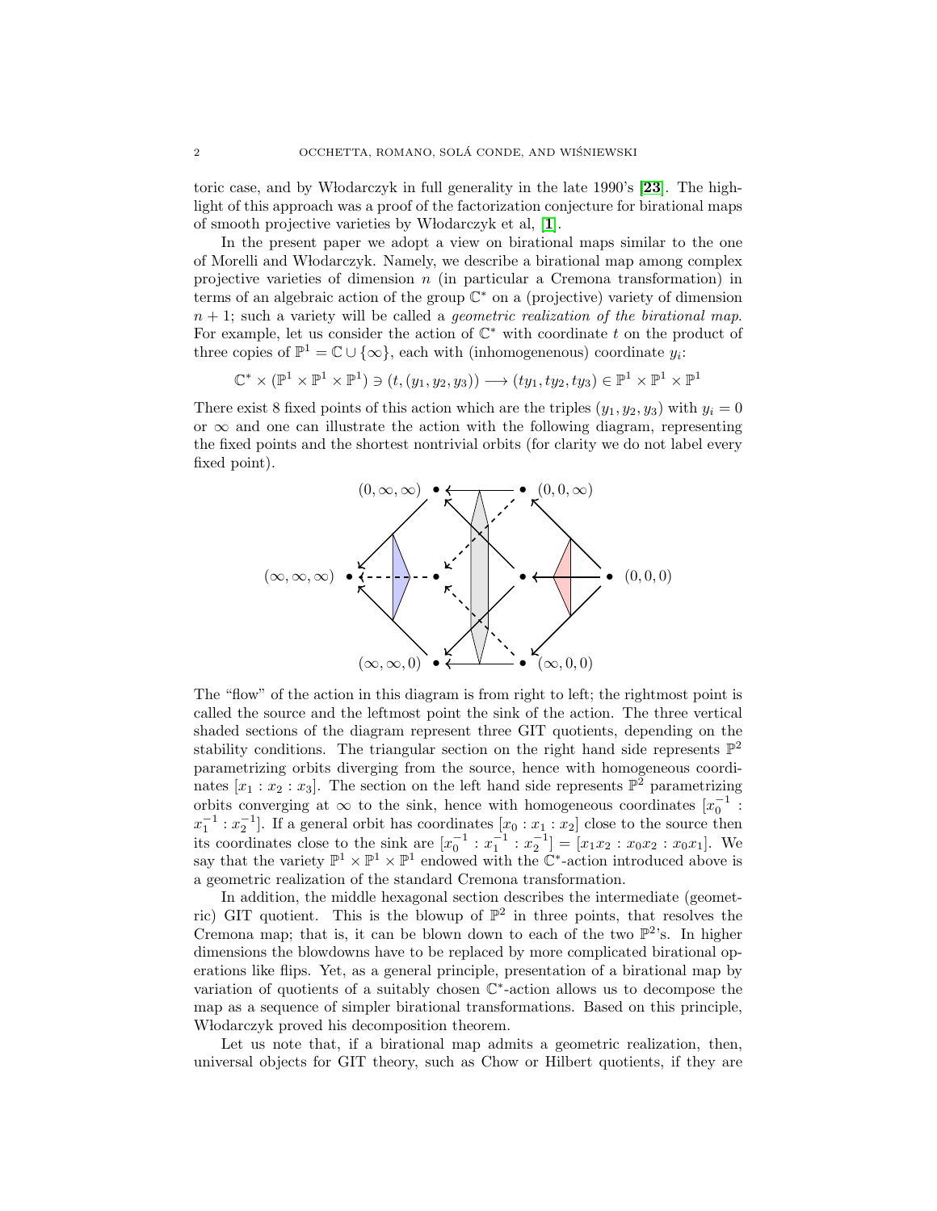toric case, and by Włodarczyk in full generality in the late 1990's [**23**]. The highlight of this approach was a proof of the factorization conjecture for birational maps of smooth projective varieties by Włodarczyk et al, [**1**].

In the present paper we adopt a view on birational maps similar to the one of Morelli and Włodarczyk. Namely, we describe a birational map among complex projective varieties of dimension $n$ (in particular a Cremona transformation) in terms of an algebraic action of the group $\mathbb{C}^*$ on a (projective) variety of dimension $n+1$; such a variety will be called a *geometric realization of the birational map*. For example, let us consider the action of $\mathbb{C}^*$ with coordinate $t$ on the product of three copies of $\mathbb{P}^1 = \mathbb{C} \cup \{\infty\}$, each with (inhomogenenous) coordinate $y_i$:

$$\mathbb{C}^* \times (\mathbb{P}^1 \times \mathbb{P}^1 \times \mathbb{P}^1) \ni (t, (y_1, y_2, y_3)) \longrightarrow (ty_1, ty_2, ty_3) \in \mathbb{P}^1 \times \mathbb{P}^1 \times \mathbb{P}^1$$

There exist 8 fixed points of this action which are the triples $(y_1, y_2, y_3)$ with $y_i = 0$ or $\infty$ and one can illustrate the action with the following diagram, representing the fixed points and the shortest nontrivial orbits (for clarity we do not label every fixed point).

The "flow" of the action in this diagram is from right to left; the rightmost point is called the source and the leftmost point the sink of the action. The three vertical shaded sections of the diagram represent three GIT quotients, depending on the stability conditions. The triangular section on the right hand side represents $\mathbb{P}^2$ parametrizing orbits diverging from the source, hence with homogeneous coordinates $[x_1 : x_2 : x_3]$. The section on the left hand side represents $\mathbb{P}^2$ parametrizing orbits converging at $\infty$ to the sink, hence with homogeneous coordinates $[x_0^{-1} : x_1^{-1} : x_2^{-1}]$. If a general orbit has coordinates $[x_0 : x_1 : x_2]$ close to the source then its coordinates close to the sink are $[x_0^{-1} : x_1^{-1} : x_2^{-1}] = [x_1x_2 : x_0x_2 : x_0x_1]$. We say that the variety $\mathbb{P}^1 \times \mathbb{P}^1 \times \mathbb{P}^1$ endowed with the $\mathbb{C}^*$-action introduced above is a geometric realization of the standard Cremona transformation.

In addition, the middle hexagonal section describes the intermediate (geometric) GIT quotient. This is the blowup of $\mathbb{P}^2$ in three points, that resolves the Cremona map; that is, it can be blown down to each of the two $\mathbb{P}^2$'s. In higher dimensions the blowdowns have to be replaced by more complicated birational operations like flips. Yet, as a general principle, presentation of a birational map by variation of quotients of a suitably chosen $\mathbb{C}^*$-action allows us to decompose the map as a sequence of simpler birational transformations. Based on this principle, Włodarczyk proved his decomposition theorem.

Let us note that, if a birational map admits a geometric realization, then, universal objects for GIT theory, such as Chow or Hilbert quotients, if they are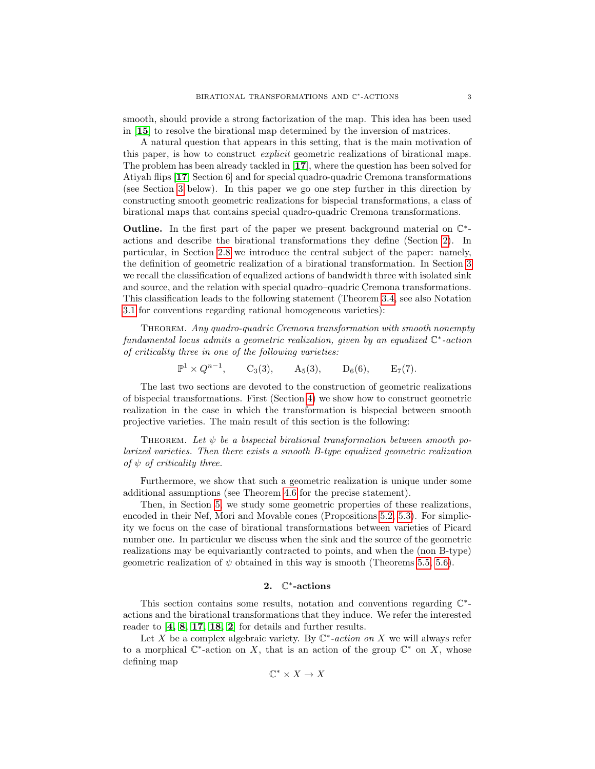smooth, should provide a strong factorization of the map. This idea has been used in [**15**] to resolve the birational map determined by the inversion of matrices.

A natural question that appears in this setting, that is the main motivation of this paper, is how to construct *explicit* geometric realizations of birational maps. The problem has been already tackled in [**17**], where the question has been solved for Atiyah flips [**17**, Section 6] and for special quadro-quadric Cremona transformations (see Section 3 below). In this paper we go one step further in this direction by constructing smooth geometric realizations for bispecial transformations, a class of birational maps that contains special quadro-quadric Cremona transformations.

**Outline.** In the first part of the paper we present background material on $\mathbb{C}^*$-actions and describe the birational transformations they define (Section 2). In particular, in Section 2.8 we introduce the central subject of the paper: namely, the definition of geometric realization of a birational transformation. In Section 3 we recall the classification of equalized actions of bandwidth three with isolated sink and source, and the relation with special quadro–quadric Cremona transformations. This classification leads to the following statement (Theorem 3.4, see also Notation 3.1 for conventions regarding rational homogeneous varieties):

Theorem. *Any quadro-quadric Cremona transformation with smooth nonempty fundamental locus admits a geometric realization, given by an equalized $\mathbb{C}^*$-action of criticality three in one of the following varieties:*

$$\mathbb{P}^1 \times Q^{n-1}, \qquad \mathrm{C}_3(3), \qquad \mathrm{A}_5(3), \qquad \mathrm{D}_6(6), \qquad \mathrm{E}_7(7).$$

The last two sections are devoted to the construction of geometric realizations of bispecial transformations. First (Section 4) we show how to construct geometric realization in the case in which the transformation is bispecial between smooth projective varieties. The main result of this section is the following:

Theorem. *Let $\psi$ be a bispecial birational transformation between smooth polarized varieties. Then there exists a smooth B-type equalized geometric realization of $\psi$ of criticality three.*

Furthermore, we show that such a geometric realization is unique under some additional assumptions (see Theorem 4.6 for the precise statement).

Then, in Section 5, we study some geometric properties of these realizations, encoded in their Nef, Mori and Movable cones (Propositions 5.2, 5.3). For simplicity we focus on the case of birational transformations between varieties of Picard number one. In particular we discuss when the sink and the source of the geometric realizations may be equivariantly contracted to points, and when the (non B-type) geometric realization of $\psi$ obtained in this way is smooth (Theorems 5.5, 5.6).

## 2. $\mathbb{C}^*$-actions

This section contains some results, notation and conventions regarding $\mathbb{C}^*$-actions and the birational transformations that they induce. We refer the interested reader to [**4**, **8**, **17**, **18**, **2**] for details and further results.

Let $X$ be a complex algebraic variety. By *$\mathbb{C}^*$-action on $X$* we will always refer to a morphical $\mathbb{C}^*$-action on $X$, that is an action of the group $\mathbb{C}^*$ on $X$, whose defining map

$$\mathbb{C}^* \times X \to X$$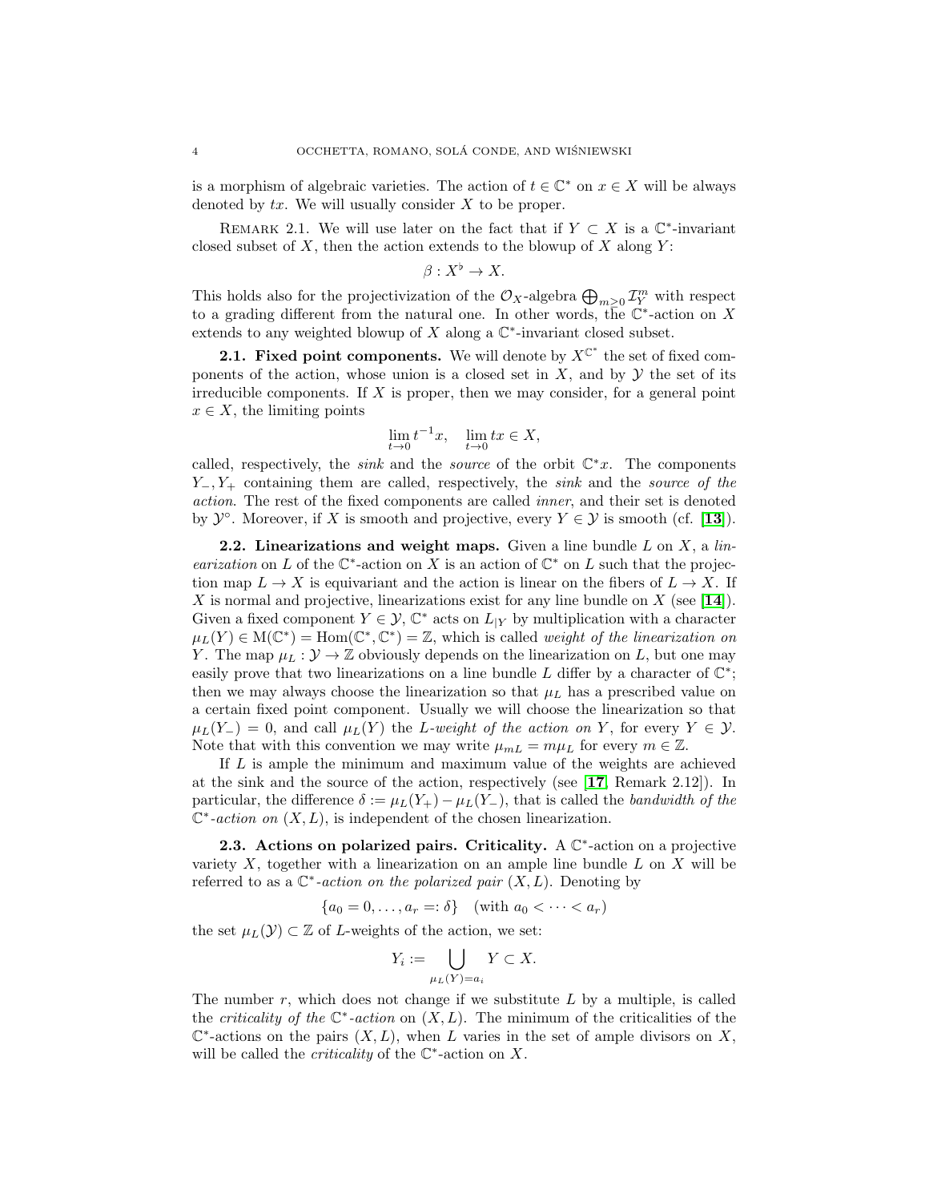is a morphism of algebraic varieties. The action of $t \in \mathbb{C}^*$ on $x \in X$ will be always denoted by $tx$. We will usually consider $X$ to be proper.

REMARK 2.1. We will use later on the fact that if $Y \subset X$ is a $\mathbb{C}^*$-invariant closed subset of $X$, then the action extends to the blowup of $X$ along $Y$:

$$\beta : X^\flat \to X.$$

This holds also for the projectivization of the $\mathcal{O}_X$-algebra $\bigoplus_{m\geq 0} \mathcal{I}_Y^m$ with respect to a grading different from the natural one. In other words, the $\mathbb{C}^*$-action on $X$ extends to any weighted blowup of $X$ along a $\mathbb{C}^*$-invariant closed subset.

**2.1. Fixed point components.** We will denote by $X^{\mathbb{C}^*}$ the set of fixed components of the action, whose union is a closed set in $X$, and by $\mathcal{Y}$ the set of its irreducible components. If $X$ is proper, then we may consider, for a general point $x \in X$, the limiting points

$$\lim_{t\to 0} t^{-1}x, \quad \lim_{t\to 0} tx \in X,$$

called, respectively, the *sink* and the *source* of the orbit $\mathbb{C}^*x$. The components $Y_-, Y_+$ containing them are called, respectively, the *sink* and the *source of the action*. The rest of the fixed components are called *inner*, and their set is denoted by $\mathcal{Y}^\circ$. Moreover, if $X$ is smooth and projective, every $Y \in \mathcal{Y}$ is smooth (cf. [**13**]).

**2.2. Linearizations and weight maps.** Given a line bundle $L$ on $X$, a *linearization* on $L$ of the $\mathbb{C}^*$-action on $X$ is an action of $\mathbb{C}^*$ on $L$ such that the projection map $L \to X$ is equivariant and the action is linear on the fibers of $L \to X$. If $X$ is normal and projective, linearizations exist for any line bundle on $X$ (see [**14**]). Given a fixed component $Y \in \mathcal{Y}$, $\mathbb{C}^*$ acts on $L_{|Y}$ by multiplication with a character $\mu_L(Y) \in \mathrm{M}(\mathbb{C}^*) = \mathrm{Hom}(\mathbb{C}^*, \mathbb{C}^*) = \mathbb{Z}$, which is called *weight of the linearization on* $Y$. The map $\mu_L : \mathcal{Y} \to \mathbb{Z}$ obviously depends on the linearization on $L$, but one may easily prove that two linearizations on a line bundle $L$ differ by a character of $\mathbb{C}^*$; then we may always choose the linearization so that $\mu_L$ has a prescribed value on a certain fixed point component. Usually we will choose the linearization so that $\mu_L(Y_-) = 0$, and call $\mu_L(Y)$ the *$L$-weight of the action on* $Y$, for every $Y \in \mathcal{Y}$. Note that with this convention we may write $\mu_{mL} = m\mu_L$ for every $m \in \mathbb{Z}$.

If $L$ is ample the minimum and maximum value of the weights are achieved at the sink and the source of the action, respectively (see [**17**, Remark 2.12]). In particular, the difference $\delta := \mu_L(Y_+) - \mu_L(Y_-)$, that is called the *bandwidth of the $\mathbb{C}^*$-action on* $(X, L)$, is independent of the chosen linearization.

**2.3. Actions on polarized pairs. Criticality.** A $\mathbb{C}^*$-action on a projective variety $X$, together with a linearization on an ample line bundle $L$ on $X$ will be referred to as a *$\mathbb{C}^*$-action on the polarized pair* $(X, L)$. Denoting by

$$\{a_0 = 0, \ldots, a_r =: \delta\} \quad (\text{with } a_0 < \cdots < a_r)$$

the set $\mu_L(\mathcal{Y}) \subset \mathbb{Z}$ of $L$-weights of the action, we set:

$$Y_i := \bigcup_{\mu_L(Y)=a_i} Y \subset X.$$

The number $r$, which does not change if we substitute $L$ by a multiple, is called the *criticality of the $\mathbb{C}^*$-action* on $(X, L)$. The minimum of the criticalities of the $\mathbb{C}^*$-actions on the pairs $(X, L)$, when $L$ varies in the set of ample divisors on $X$, will be called the *criticality* of the $\mathbb{C}^*$-action on $X$.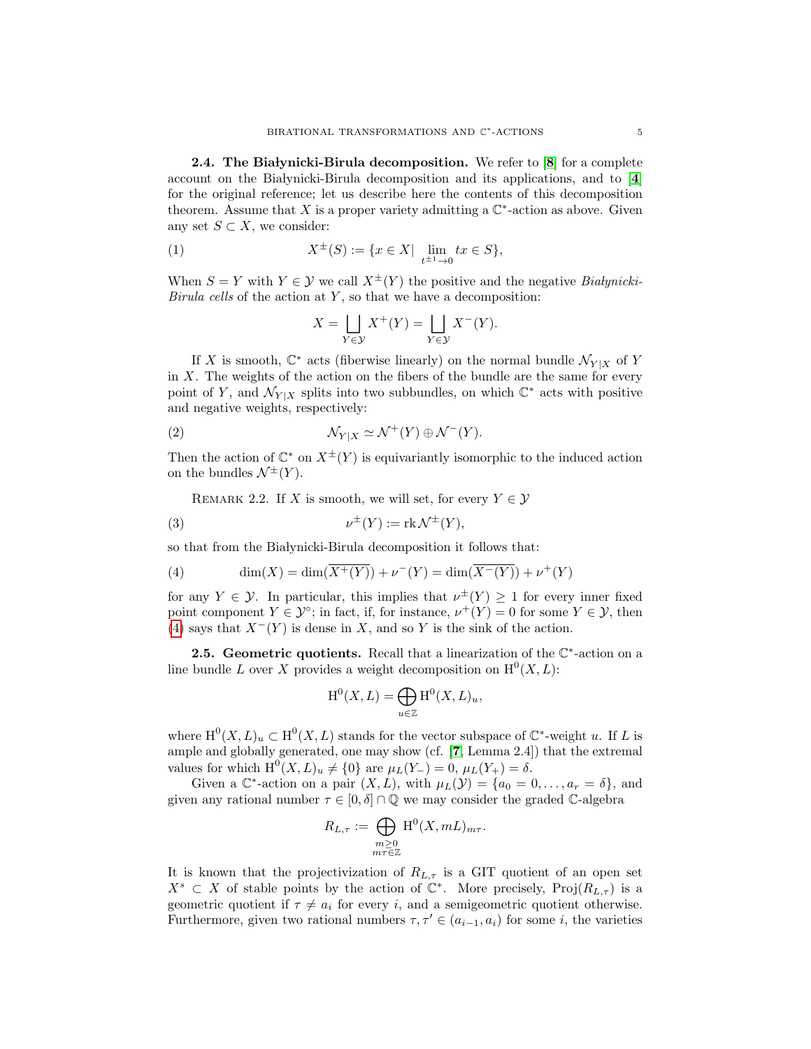**2.4. The Białynicki-Birula decomposition.** We refer to [8] for a complete account on the Białynicki-Birula decomposition and its applications, and to [4] for the original reference; let us describe here the contents of this decomposition theorem. Assume that $X$ is a proper variety admitting a $\mathbb{C}^*$-action as above. Given any set $S \subset X$, we consider:

$$X^{\pm}(S) := \{x \in X | \lim_{t^{\pm 1} \to 0} tx \in S\}, \tag{1}$$

When $S = Y$ with $Y \in \mathcal{Y}$ we call $X^{\pm}(Y)$ the positive and the negative *Białynicki-Birula cells* of the action at $Y$, so that we have a decomposition:

$$X = \bigsqcup_{Y \in \mathcal{Y}} X^+(Y) = \bigsqcup_{Y \in \mathcal{Y}} X^-(Y).$$

If $X$ is smooth, $\mathbb{C}^*$ acts (fiberwise linearly) on the normal bundle $\mathcal{N}_{Y|X}$ of $Y$ in $X$. The weights of the action on the fibers of the bundle are the same for every point of $Y$, and $\mathcal{N}_{Y|X}$ splits into two subbundles, on which $\mathbb{C}^*$ acts with positive and negative weights, respectively:

$$\mathcal{N}_{Y|X} \simeq \mathcal{N}^+(Y) \oplus \mathcal{N}^-(Y). \tag{2}$$

Then the action of $\mathbb{C}^*$ on $X^{\pm}(Y)$ is equivariantly isomorphic to the induced action on the bundles $\mathcal{N}^{\pm}(Y)$.

Remark 2.2. If $X$ is smooth, we will set, for every $Y \in \mathcal{Y}$

$$\nu^{\pm}(Y) := \operatorname{rk} \mathcal{N}^{\pm}(Y), \tag{3}$$

so that from the Białynicki-Birula decomposition it follows that:

$$\dim(X) = \dim(\overline{X^+(Y)}) + \nu^-(Y) = \dim(\overline{X^-(Y)}) + \nu^+(Y) \tag{4}$$

for any $Y \in \mathcal{Y}$. In particular, this implies that $\nu^{\pm}(Y) \geq 1$ for every inner fixed point component $Y \in \mathcal{Y}^{\circ}$; in fact, if, for instance, $\nu^+(Y) = 0$ for some $Y \in \mathcal{Y}$, then (4) says that $X^-(Y)$ is dense in $X$, and so $Y$ is the sink of the action.

**2.5. Geometric quotients.** Recall that a linearization of the $\mathbb{C}^*$-action on a line bundle $L$ over $X$ provides a weight decomposition on $\mathrm{H}^0(X, L)$:

$$\mathrm{H}^0(X, L) = \bigoplus_{u \in \mathbb{Z}} \mathrm{H}^0(X, L)_u,$$

where $\mathrm{H}^0(X, L)_u \subset \mathrm{H}^0(X, L)$ stands for the vector subspace of $\mathbb{C}^*$-weight $u$. If $L$ is ample and globally generated, one may show (cf. [7, Lemma 2.4]) that the extremal values for which $\mathrm{H}^0(X, L)_u \neq \{0\}$ are $\mu_L(Y_-) = 0$, $\mu_L(Y_+) = \delta$.

Given a $\mathbb{C}^*$-action on a pair $(X, L)$, with $\mu_L(\mathcal{Y}) = \{a_0 = 0, \ldots, a_r = \delta\}$, and given any rational number $\tau \in [0, \delta] \cap \mathbb{Q}$ we may consider the graded $\mathbb{C}$-algebra

$$R_{L,\tau} := \bigoplus_{\substack{m \geq 0 \\ m\tau \in \mathbb{Z}}} \mathrm{H}^0(X, mL)_{m\tau}.$$

It is known that the projectivization of $R_{L,\tau}$ is a GIT quotient of an open set $X^s \subset X$ of stable points by the action of $\mathbb{C}^*$. More precisely, $\operatorname{Proj}(R_{L,\tau})$ is a geometric quotient if $\tau \neq a_i$ for every $i$, and a semigeometric quotient otherwise. Furthermore, given two rational numbers $\tau, \tau' \in (a_{i-1}, a_i)$ for some $i$, the varieties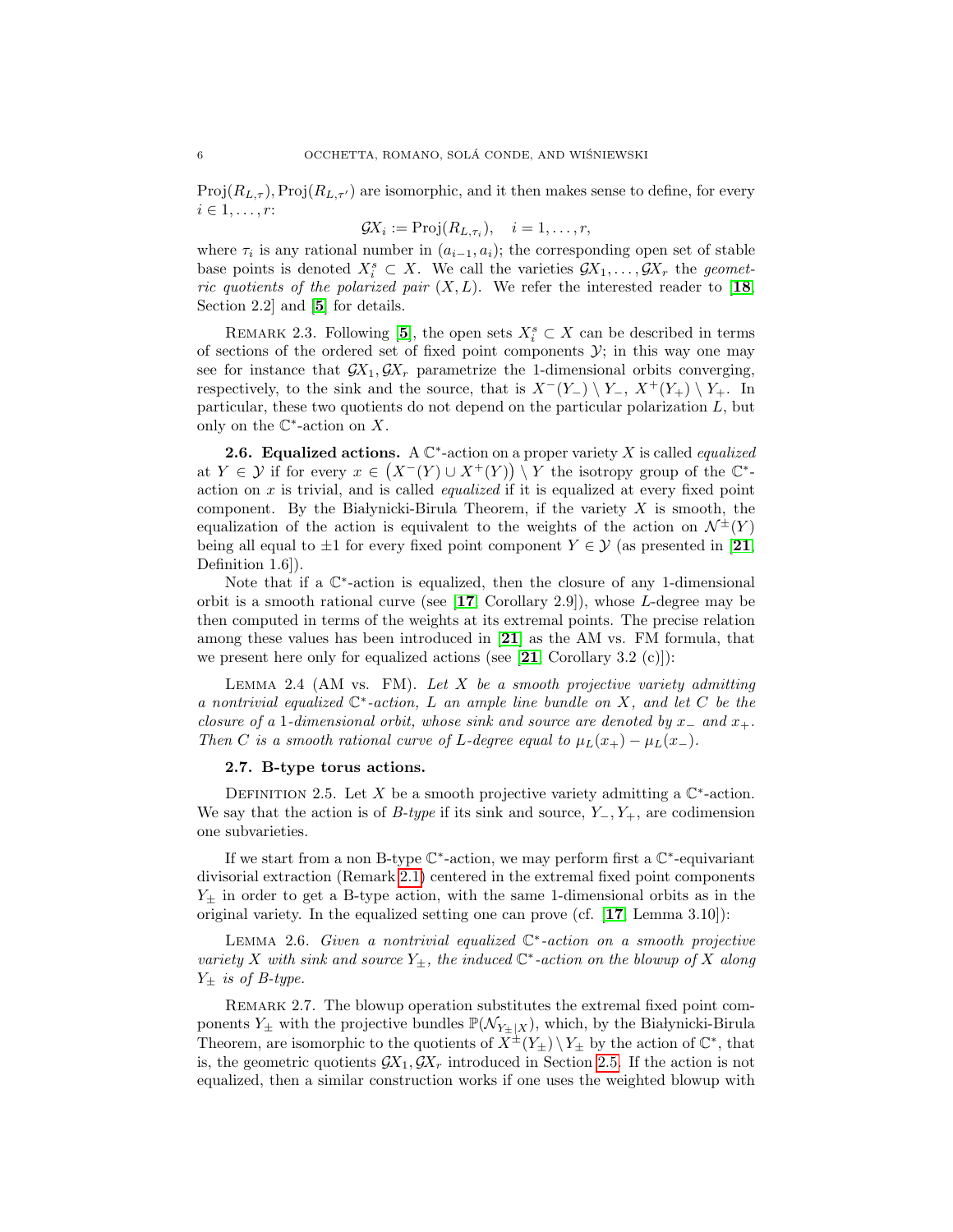$\mathrm{Proj}(R_{L,\tau}), \mathrm{Proj}(R_{L,\tau'})$ are isomorphic, and it then makes sense to define, for every $i \in 1, \dots, r$:

$$\mathcal{G}X_i := \mathrm{Proj}(R_{L,\tau_i}), \quad i = 1, \dots, r,$$

where $\tau_i$ is any rational number in $(a_{i-1}, a_i)$; the corresponding open set of stable base points is denoted $X_i^s \subset X$. We call the varieties $\mathcal{G}X_1, \dots, \mathcal{G}X_r$ the *geometric quotients of the polarized pair* $(X, L)$. We refer the interested reader to [**18**, Section 2.2] and [**5**] for details.

Remark 2.3. Following [**5**], the open sets $X_i^s \subset X$ can be described in terms of sections of the ordered set of fixed point components $\mathcal{Y}$; in this way one may see for instance that $\mathcal{G}X_1, \mathcal{G}X_r$ parametrize the 1-dimensional orbits converging, respectively, to the sink and the source, that is $X^-(Y_-) \setminus Y_-$, $X^+(Y_+) \setminus Y_+$. In particular, these two quotients do not depend on the particular polarization $L$, but only on the $\mathbb{C}^*$-action on $X$.

**2.6. Equalized actions.** A $\mathbb{C}^*$-action on a proper variety $X$ is called *equalized* at $Y \in \mathcal{Y}$ if for every $x \in \left(X^-(Y) \cup X^+(Y)\right) \setminus Y$ the isotropy group of the $\mathbb{C}^*$-action on $x$ is trivial, and is called *equalized* if it is equalized at every fixed point component. By the Białynicki-Birula Theorem, if the variety $X$ is smooth, the equalization of the action is equivalent to the weights of the action on $\mathcal{N}^\pm(Y)$ being all equal to $\pm 1$ for every fixed point component $Y \in \mathcal{Y}$ (as presented in [**21**, Definition 1.6]).

Note that if a $\mathbb{C}^*$-action is equalized, then the closure of any 1-dimensional orbit is a smooth rational curve (see [**17**, Corollary 2.9]), whose $L$-degree may be then computed in terms of the weights at its extremal points. The precise relation among these values has been introduced in [**21**] as the AM vs. FM formula, that we present here only for equalized actions (see [**21**, Corollary 3.2 (c)]):

Lemma 2.4 (AM vs. FM). *Let $X$ be a smooth projective variety admitting a nontrivial equalized $\mathbb{C}^*$-action, $L$ an ample line bundle on $X$, and let $C$ be the closure of a 1-dimensional orbit, whose sink and source are denoted by $x_-$ and $x_+$. Then $C$ is a smooth rational curve of $L$-degree equal to $\mu_L(x_+) - \mu_L(x_-)$.*

**2.7. B-type torus actions.**

Definition 2.5. Let $X$ be a smooth projective variety admitting a $\mathbb{C}^*$-action. We say that the action is of *B-type* if its sink and source, $Y_-, Y_+$, are codimension one subvarieties.

If we start from a non B-type $\mathbb{C}^*$-action, we may perform first a $\mathbb{C}^*$-equivariant divisorial extraction (Remark 2.1) centered in the extremal fixed point components $Y_\pm$ in order to get a B-type action, with the same 1-dimensional orbits as in the original variety. In the equalized setting one can prove (cf. [**17**, Lemma 3.10]):

Lemma 2.6. *Given a nontrivial equalized $\mathbb{C}^*$-action on a smooth projective variety $X$ with sink and source $Y_\pm$, the induced $\mathbb{C}^*$-action on the blowup of $X$ along $Y_\pm$ is of B-type.*

Remark 2.7. The blowup operation substitutes the extremal fixed point components $Y_\pm$ with the projective bundles $\mathbb{P}(\mathcal{N}_{Y_\pm|X})$, which, by the Białynicki-Birula Theorem, are isomorphic to the quotients of $X^\pm(Y_\pm) \setminus Y_\pm$ by the action of $\mathbb{C}^*$, that is, the geometric quotients $\mathcal{G}X_1, \mathcal{G}X_r$ introduced in Section 2.5. If the action is not equalized, then a similar construction works if one uses the weighted blowup with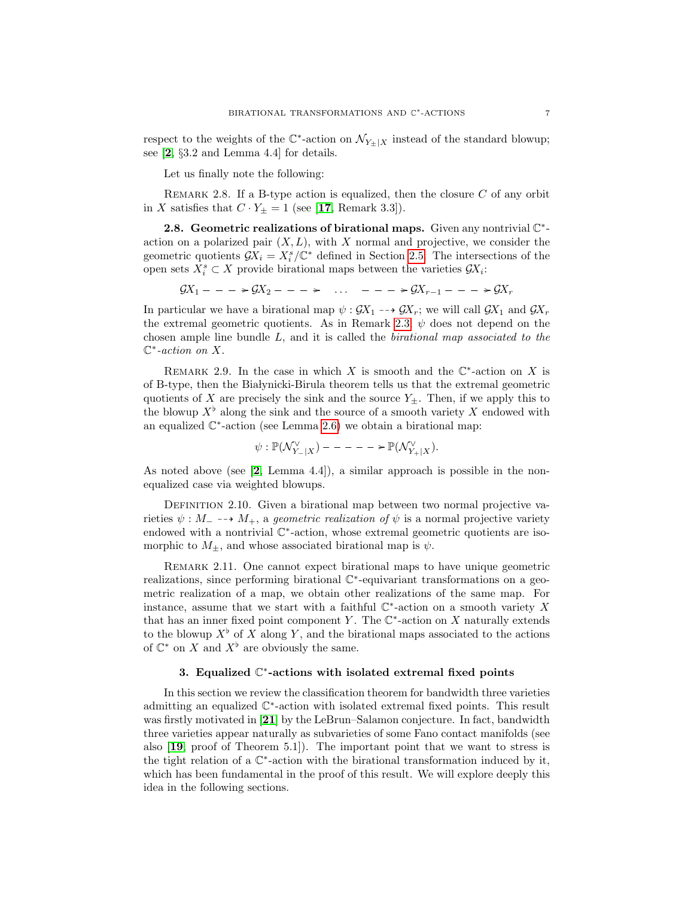respect to the weights of the $\mathbb{C}^*$-action on $\mathcal{N}_{Y_\pm|X}$ instead of the standard blowup; see [**2**, §3.2 and Lemma 4.4] for details.

Let us finally note the following:

Remark 2.8. If a B-type action is equalized, then the closure $C$ of any orbit in $X$ satisfies that $C \cdot Y_\pm = 1$ (see [**17**, Remark 3.3]).

**2.8. Geometric realizations of birational maps.** Given any nontrivial $\mathbb{C}^*$-action on a polarized pair $(X, L)$, with $X$ normal and projective, we consider the geometric quotients $\mathcal{G}X_i = X_i^s/\mathbb{C}^*$ defined in Section 2.5. The intersections of the open sets $X_i^s \subset X$ provide birational maps between the varieties $\mathcal{G}X_i$:

$$\mathcal{G}X_1 \dashrightarrow \mathcal{G}X_2 \dashrightarrow \quad \dots \quad \dashrightarrow \mathcal{G}X_{r-1} \dashrightarrow \mathcal{G}X_r$$

In particular we have a birational map $\psi : \mathcal{G}X_1 \dashrightarrow \mathcal{G}X_r$; we will call $\mathcal{G}X_1$ and $\mathcal{G}X_r$ the extremal geometric quotients. As in Remark 2.3, $\psi$ does not depend on the chosen ample line bundle $L$, and it is called the *birational map associated to the* $\mathbb{C}^*$*-action on* $X$.

Remark 2.9. In the case in which $X$ is smooth and the $\mathbb{C}^*$-action on $X$ is of B-type, then the Białynicki-Birula theorem tells us that the extremal geometric quotients of $X$ are precisely the sink and the source $Y_\pm$. Then, if we apply this to the blowup $X^\flat$ along the sink and the source of a smooth variety $X$ endowed with an equalized $\mathbb{C}^*$-action (see Lemma 2.6) we obtain a birational map:

$$\psi : \mathbb{P}(\mathcal{N}^\vee_{Y_-|X}) \dashrightarrow \mathbb{P}(\mathcal{N}^\vee_{Y_+|X}).$$

As noted above (see [**2**, Lemma 4.4]), a similar approach is possible in the non-equalized case via weighted blowups.

Definition 2.10. Given a birational map between two normal projective varieties $\psi : M_- \dashrightarrow M_+$, a *geometric realization of* $\psi$ is a normal projective variety endowed with a nontrivial $\mathbb{C}^*$-action, whose extremal geometric quotients are isomorphic to $M_\pm$, and whose associated birational map is $\psi$.

Remark 2.11. One cannot expect birational maps to have unique geometric realizations, since performing birational $\mathbb{C}^*$-equivariant transformations on a geometric realization of a map, we obtain other realizations of the same map. For instance, assume that we start with a faithful $\mathbb{C}^*$-action on a smooth variety $X$ that has an inner fixed point component $Y$. The $\mathbb{C}^*$-action on $X$ naturally extends to the blowup $X^\flat$ of $X$ along $Y$, and the birational maps associated to the actions of $\mathbb{C}^*$ on $X$ and $X^\flat$ are obviously the same.

## 3. Equalized $\mathbb{C}^*$-actions with isolated extremal fixed points

In this section we review the classification theorem for bandwidth three varieties admitting an equalized $\mathbb{C}^*$-action with isolated extremal fixed points. This result was firstly motivated in [**21**] by the LeBrun–Salamon conjecture. In fact, bandwidth three varieties appear naturally as subvarieties of some Fano contact manifolds (see also [**19**, proof of Theorem 5.1]). The important point that we want to stress is the tight relation of a $\mathbb{C}^*$-action with the birational transformation induced by it, which has been fundamental in the proof of this result. We will explore deeply this idea in the following sections.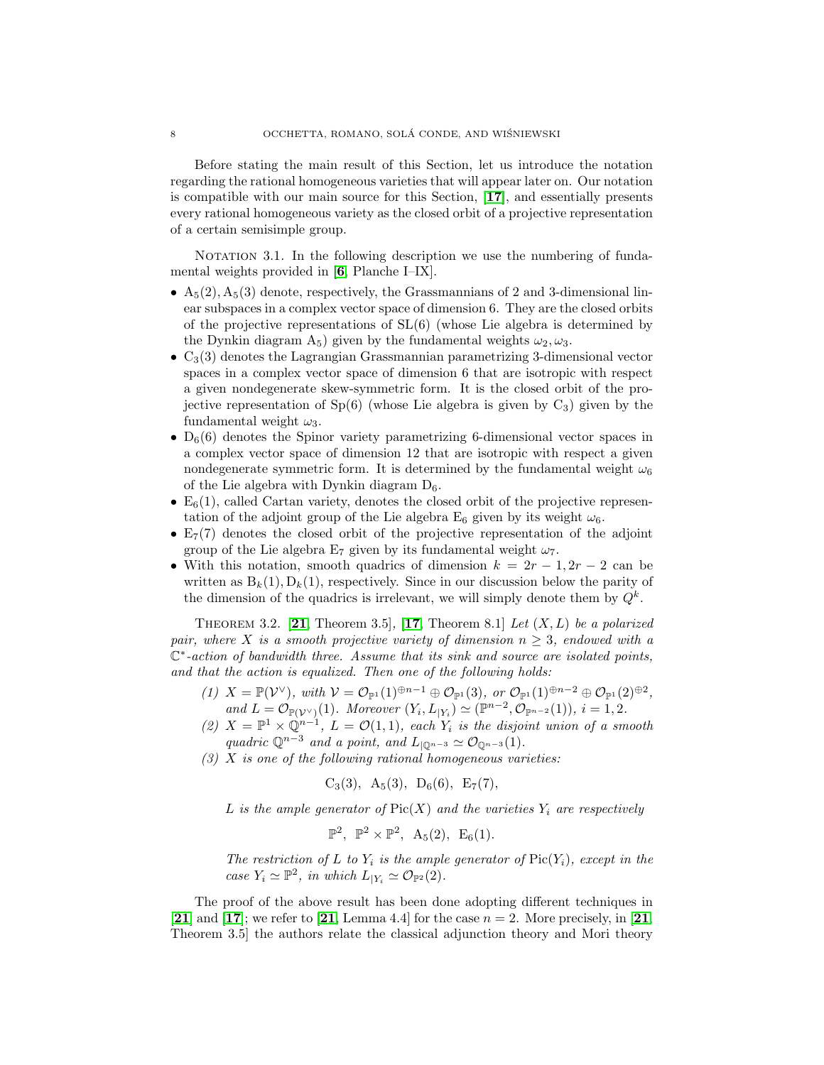Before stating the main result of this Section, let us introduce the notation regarding the rational homogeneous varieties that will appear later on. Our notation is compatible with our main source for this Section, [**17**], and essentially presents every rational homogeneous variety as the closed orbit of a projective representation of a certain semisimple group.

Notation 3.1. In the following description we use the numbering of fundamental weights provided in [**6**, Planche I–IX].

- $\mathrm{A}_5(2), \mathrm{A}_5(3)$ denote, respectively, the Grassmannians of 2 and 3-dimensional linear subspaces in a complex vector space of dimension 6. They are the closed orbits of the projective representations of $\mathrm{SL}(6)$ (whose Lie algebra is determined by the Dynkin diagram $\mathrm{A}_5$) given by the fundamental weights $\omega_2, \omega_3$.
- $\mathrm{C}_3(3)$ denotes the Lagrangian Grassmannian parametrizing 3-dimensional vector spaces in a complex vector space of dimension 6 that are isotropic with respect a given nondegenerate skew-symmetric form. It is the closed orbit of the projective representation of $\mathrm{Sp}(6)$ (whose Lie algebra is given by $\mathrm{C}_3$) given by the fundamental weight $\omega_3$.
- $\mathrm{D}_6(6)$ denotes the Spinor variety parametrizing 6-dimensional vector spaces in a complex vector space of dimension 12 that are isotropic with respect a given nondegenerate symmetric form. It is determined by the fundamental weight $\omega_6$ of the Lie algebra with Dynkin diagram $\mathrm{D}_6$.
- $\mathrm{E}_6(1)$, called Cartan variety, denotes the closed orbit of the projective representation of the adjoint group of the Lie algebra $\mathrm{E}_6$ given by its weight $\omega_6$.
- $\mathrm{E}_7(7)$ denotes the closed orbit of the projective representation of the adjoint group of the Lie algebra $\mathrm{E}_7$ given by its fundamental weight $\omega_7$.
- With this notation, smooth quadrics of dimension $k = 2r-1, 2r-2$ can be written as $\mathrm{B}_k(1), \mathrm{D}_k(1)$, respectively. Since in our discussion below the parity of the dimension of the quadrics is irrelevant, we will simply denote them by $Q^k$.

Theorem 3.2. [**21**, Theorem 3.5], [**17**, Theorem 8.1] *Let $(X, L)$ be a polarized pair, where $X$ is a smooth projective variety of dimension $n \geq 3$, endowed with a $\mathbb{C}^*$-action of bandwidth three. Assume that its sink and source are isolated points, and that the action is equalized. Then one of the following holds:*

1. *$X = \mathbb{P}(\mathcal{V}^\vee)$, with $\mathcal{V} = \mathcal{O}_{\mathbb{P}^1}(1)^{\oplus n-1} \oplus \mathcal{O}_{\mathbb{P}^1}(3)$, or $\mathcal{O}_{\mathbb{P}^1}(1)^{\oplus n-2} \oplus \mathcal{O}_{\mathbb{P}^1}(2)^{\oplus 2}$, and $L = \mathcal{O}_{\mathbb{P}(\mathcal{V}^\vee)}(1)$. Moreover $(Y_i, L_{|Y_i}) \simeq (\mathbb{P}^{n-2}, \mathcal{O}_{\mathbb{P}^{n-2}}(1))$, $i = 1, 2$.*
2. *$X = \mathbb{P}^1 \times \mathbb{Q}^{n-1}$, $L = \mathcal{O}(1,1)$, each $Y_i$ is the disjoint union of a smooth quadric $\mathbb{Q}^{n-3}$ and a point, and $L_{|\mathbb{Q}^{n-3}} \simeq \mathcal{O}_{\mathbb{Q}^{n-3}}(1)$.*
3. *$X$ is one of the following rational homogeneous varieties:*

$$\mathrm{C}_3(3),\ \mathrm{A}_5(3),\ \mathrm{D}_6(6),\ \mathrm{E}_7(7),$$

   *$L$ is the ample generator of $\mathrm{Pic}(X)$ and the varieties $Y_i$ are respectively*

$$\mathbb{P}^2,\ \mathbb{P}^2 \times \mathbb{P}^2,\ \mathrm{A}_5(2),\ \mathrm{E}_6(1).$$

   *The restriction of $L$ to $Y_i$ is the ample generator of $\mathrm{Pic}(Y_i)$, except in the case $Y_i \simeq \mathbb{P}^2$, in which $L_{|Y_i} \simeq \mathcal{O}_{\mathbb{P}^2}(2)$.*

The proof of the above result has been done adopting different techniques in [**21**] and [**17**]; we refer to [**21**, Lemma 4.4] for the case $n = 2$. More precisely, in [**21**, Theorem 3.5] the authors relate the classical adjunction theory and Mori theory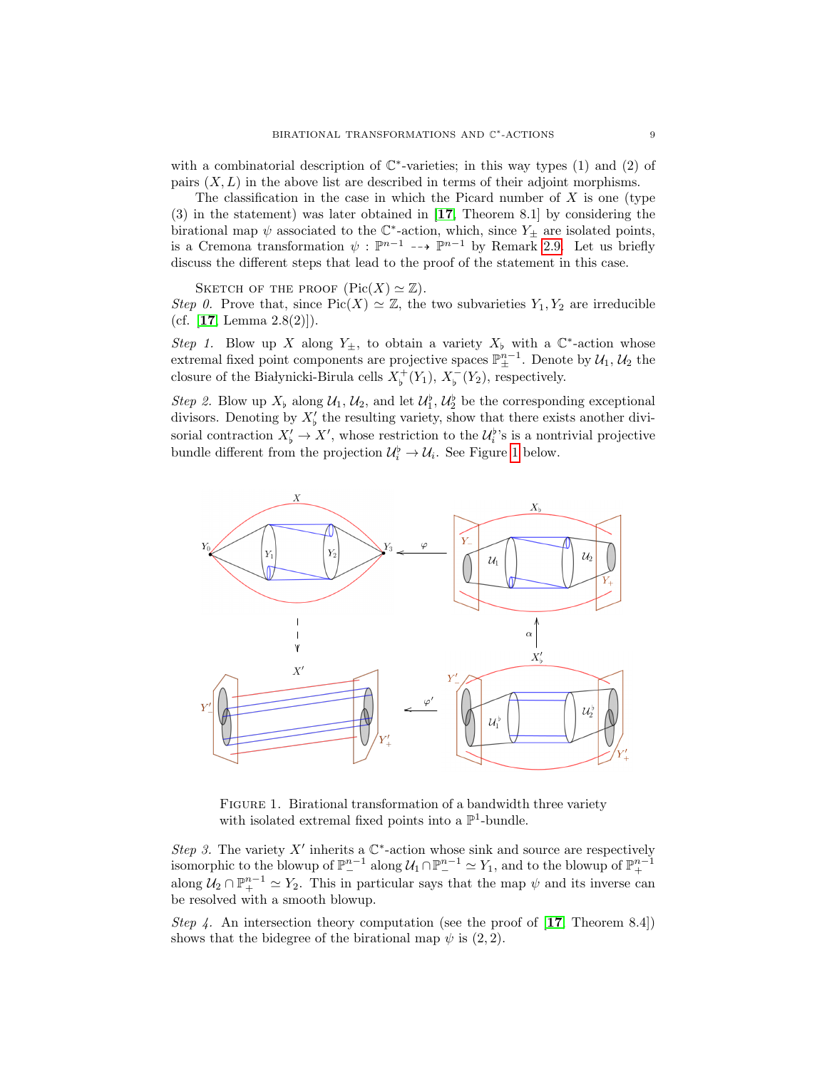with a combinatorial description of $\mathbb{C}^*$-varieties; in this way types (1) and (2) of pairs $(X, L)$ in the above list are described in terms of their adjoint morphisms.

The classification in the case in which the Picard number of $X$ is one (type (3) in the statement) was later obtained in [17, Theorem 8.1] by considering the birational map $\psi$ associated to the $\mathbb{C}^*$-action, which, since $Y_\pm$ are isolated points, is a Cremona transformation $\psi : \mathbb{P}^{n-1} \dashrightarrow \mathbb{P}^{n-1}$ by Remark 2.9. Let us briefly discuss the different steps that lead to the proof of the statement in this case.

Sketch of the proof ($\mathrm{Pic}(X) \simeq \mathbb{Z}$).

*Step 0.* Prove that, since $\mathrm{Pic}(X) \simeq \mathbb{Z}$, the two subvarieties $Y_1, Y_2$ are irreducible (cf. [17, Lemma 2.8(2)]).

*Step 1.* Blow up $X$ along $Y_\pm$, to obtain a variety $X_\flat$ with a $\mathbb{C}^*$-action whose extremal fixed point components are projective spaces $\mathbb{P}^{n-1}_\pm$. Denote by $\mathcal{U}_1, \mathcal{U}_2$ the closure of the Białynicki-Birula cells $X_\flat^+(Y_1)$, $X_\flat^-(Y_2)$, respectively.

*Step 2.* Blow up $X_\flat$ along $\mathcal{U}_1, \mathcal{U}_2$, and let $\mathcal{U}_1^\flat, \mathcal{U}_2^\flat$ be the corresponding exceptional divisors. Denoting by $X_\flat'$ the resulting variety, show that there exists another divisorial contraction $X_\flat' \to X'$, whose restriction to the $\mathcal{U}_i^\flat$'s is a nontrivial projective bundle different from the projection $\mathcal{U}_i^\flat \to \mathcal{U}_i$. See Figure 1 below.

Figure 1. Birational transformation of a bandwidth three variety with isolated extremal fixed points into a $\mathbb{P}^1$-bundle.

*Step 3.* The variety $X'$ inherits a $\mathbb{C}^*$-action whose sink and source are respectively isomorphic to the blowup of $\mathbb{P}^{n-1}_-$ along $\mathcal{U}_1 \cap \mathbb{P}^{n-1}_- \simeq Y_1$, and to the blowup of $\mathbb{P}^{n-1}_+$ along $\mathcal{U}_2 \cap \mathbb{P}^{n-1}_+ \simeq Y_2$. This in particular says that the map $\psi$ and its inverse can be resolved with a smooth blowup.

*Step 4.* An intersection theory computation (see the proof of [17, Theorem 8.4]) shows that the bidegree of the birational map $\psi$ is $(2, 2)$.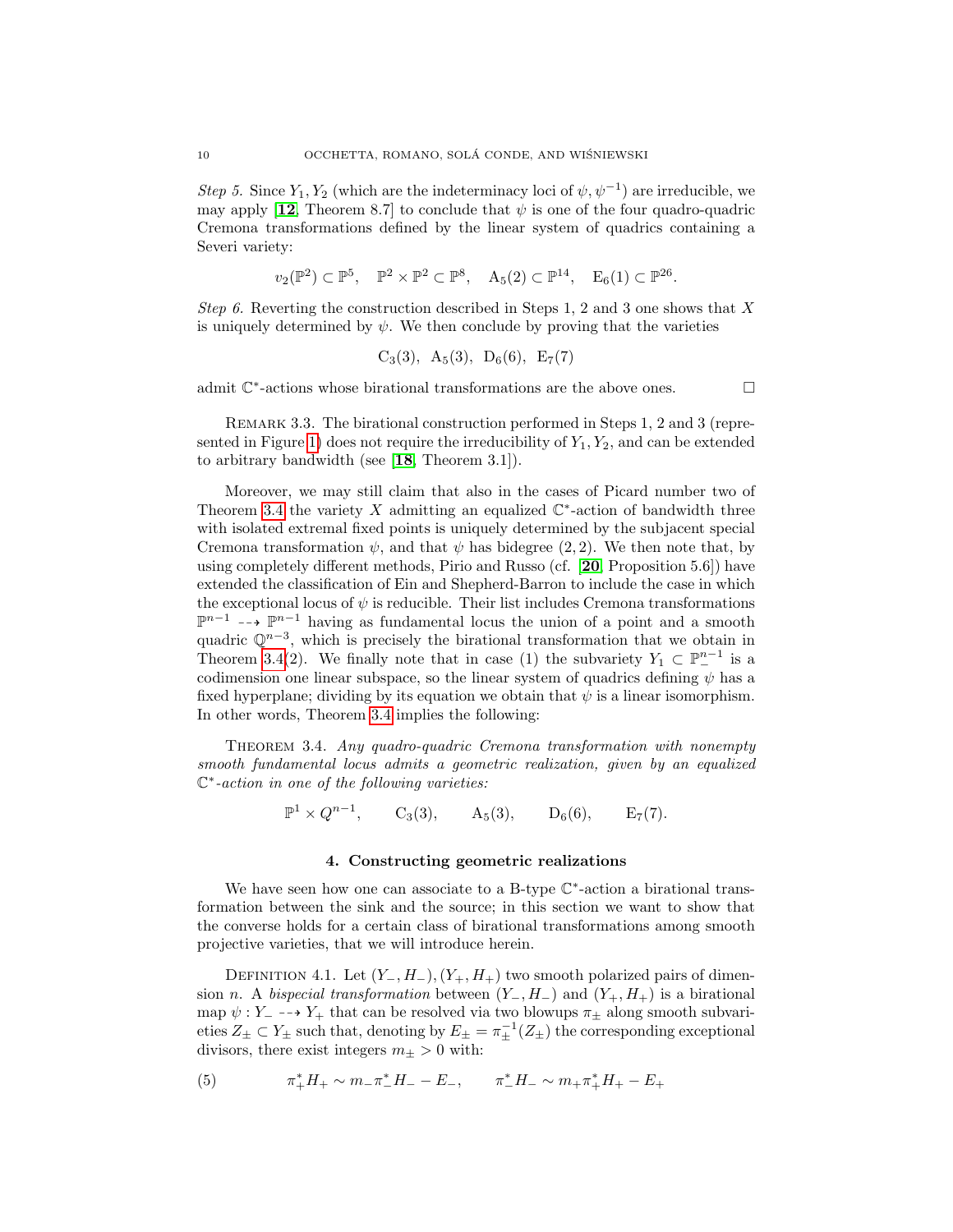*Step 5.* Since $Y_1, Y_2$ (which are the indeterminacy loci of $\psi, \psi^{-1}$) are irreducible, we may apply [12, Theorem 8.7] to conclude that $\psi$ is one of the four quadro-quadric Cremona transformations defined by the linear system of quadrics containing a Severi variety:

$$v_2(\mathbb{P}^2) \subset \mathbb{P}^5, \quad \mathbb{P}^2 \times \mathbb{P}^2 \subset \mathbb{P}^8, \quad \mathrm{A}_5(2) \subset \mathbb{P}^{14}, \quad \mathrm{E}_6(1) \subset \mathbb{P}^{26}.$$

*Step 6.* Reverting the construction described in Steps 1, 2 and 3 one shows that $X$ is uniquely determined by $\psi$. We then conclude by proving that the varieties

$$\mathrm{C}_3(3), \ \ \mathrm{A}_5(3), \ \ \mathrm{D}_6(6), \ \ \mathrm{E}_7(7)$$

admit $\mathbb{C}^*$-actions whose birational transformations are the above ones. □

Remark 3.3. The birational construction performed in Steps 1, 2 and 3 (represented in Figure 1) does not require the irreducibility of $Y_1, Y_2$, and can be extended to arbitrary bandwidth (see [18, Theorem 3.1]).

Moreover, we may still claim that also in the cases of Picard number two of Theorem 3.4 the variety $X$ admitting an equalized $\mathbb{C}^*$-action of bandwidth three with isolated extremal fixed points is uniquely determined by the subjacent special Cremona transformation $\psi$, and that $\psi$ has bidegree $(2, 2)$. We then note that, by using completely different methods, Pirio and Russo (cf. [20, Proposition 5.6]) have extended the classification of Ein and Shepherd-Barron to include the case in which the exceptional locus of $\psi$ is reducible. Their list includes Cremona transformations $\mathbb{P}^{n-1} \dashrightarrow \mathbb{P}^{n-1}$ having as fundamental locus the union of a point and a smooth quadric $\mathbb{Q}^{n-3}$, which is precisely the birational transformation that we obtain in Theorem 3.4(2). We finally note that in case (1) the subvariety $Y_1 \subset \mathbb{P}^{n-1}_-$ is a codimension one linear subspace, so the linear system of quadrics defining $\psi$ has a fixed hyperplane; dividing by its equation we obtain that $\psi$ is a linear isomorphism. In other words, Theorem 3.4 implies the following:

Theorem 3.4. *Any quadro-quadric Cremona transformation with nonempty smooth fundamental locus admits a geometric realization, given by an equalized $\mathbb{C}^*$-action in one of the following varieties:*

$$\mathbb{P}^1 \times Q^{n-1}, \qquad \mathrm{C}_3(3), \qquad \mathrm{A}_5(3), \qquad \mathrm{D}_6(6), \qquad \mathrm{E}_7(7).$$

## 4. Constructing geometric realizations

We have seen how one can associate to a B-type $\mathbb{C}^*$-action a birational transformation between the sink and the source; in this section we want to show that the converse holds for a certain class of birational transformations among smooth projective varieties, that we will introduce herein.

Definition 4.1. Let $(Y_-, H_-), (Y_+, H_+)$ two smooth polarized pairs of dimension $n$. A *bispecial transformation* between $(Y_-, H_-)$ and $(Y_+, H_+)$ is a birational map $\psi : Y_- \dashrightarrow Y_+$ that can be resolved via two blowups $\pi_\pm$ along smooth subvarieties $Z_\pm \subset Y_\pm$ such that, denoting by $E_\pm = \pi_\pm^{-1}(Z_\pm)$ the corresponding exceptional divisors, there exist integers $m_\pm > 0$ with:

$$\pi_+^* H_+ \sim m_- \pi_-^* H_- - E_-, \qquad \pi_-^* H_- \sim m_+ \pi_+^* H_+ - E_+ \tag{5}$$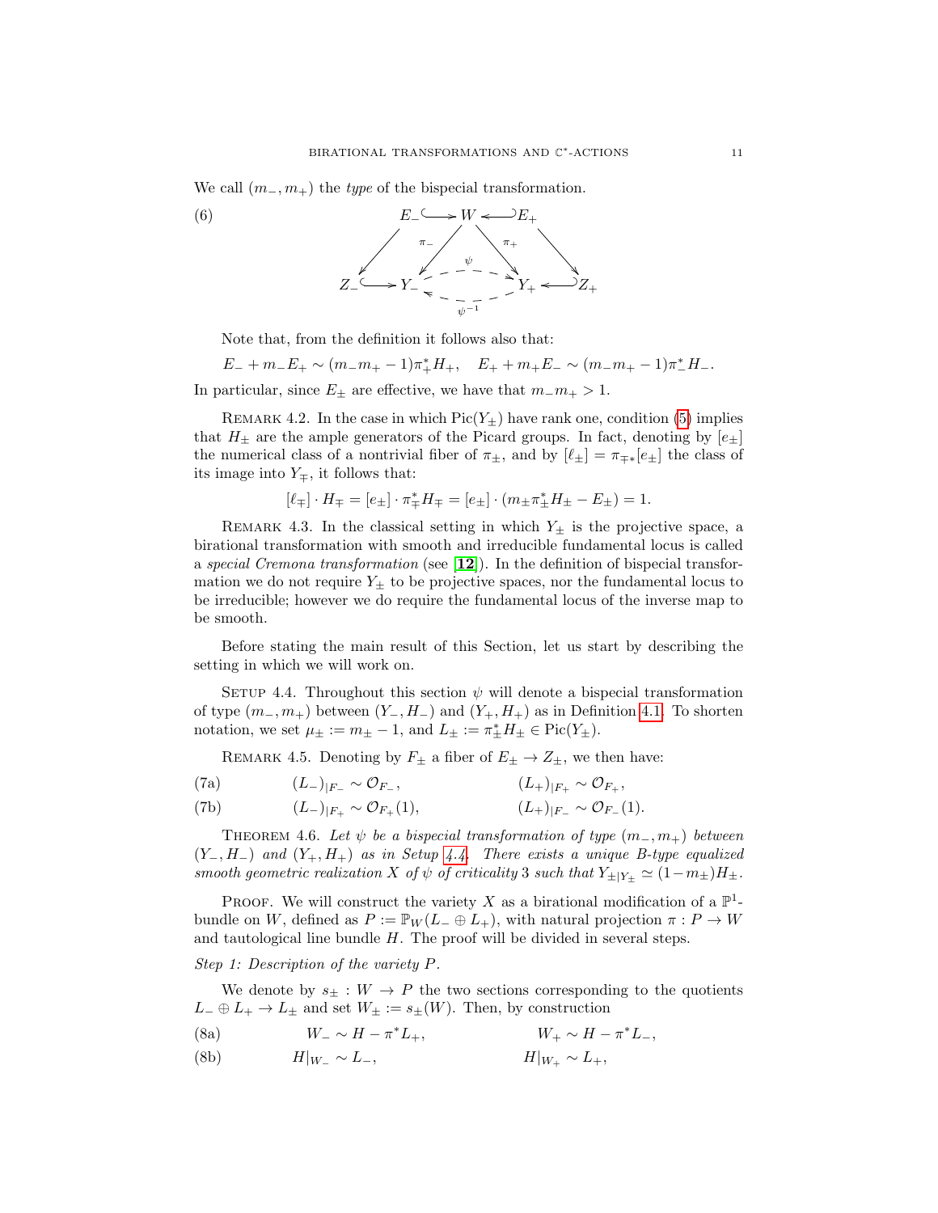We call $(m_-, m_+)$ the *type* of the bispecial transformation.

$$
\begin{array}{ccccccc}
 & E_- & \hookrightarrow & W & \hookleftarrow & E_+ & \\
 & \swarrow & \pi_- \swarrow & & \searrow \pi_+ & \searrow & \\
Z_- & \hookrightarrow & Y_- & \overset{\psi}{\underset{\psi^{-1}}{\rightleftarrows}} & Y_+ & \hookleftarrow & Z_+
\end{array} \tag{6}
$$

Note that, from the definition it follows also that:

$$E_- + m_- E_+ \sim (m_- m_+ - 1)\pi_+^* H_+, \quad E_+ + m_+ E_- \sim (m_- m_+ - 1)\pi_-^* H_-.$$

In particular, since $E_\pm$ are effective, we have that $m_- m_+ > 1$.

REMARK 4.2. In the case in which $\mathrm{Pic}(Y_\pm)$ have rank one, condition (5) implies that $H_\pm$ are the ample generators of the Picard groups. In fact, denoting by $[e_\pm]$ the numerical class of a nontrivial fiber of $\pi_\pm$, and by $[\ell_\pm] = \pi_{\mp *}[e_\pm]$ the class of its image into $Y_\mp$, it follows that:

$$[\ell_\mp] \cdot H_\mp = [e_\pm] \cdot \pi_\mp^* H_\mp = [e_\pm] \cdot (m_\pm \pi_\pm^* H_\pm - E_\pm) = 1.$$

REMARK 4.3. In the classical setting in which $Y_\pm$ is the projective space, a birational transformation with smooth and irreducible fundamental locus is called a *special Cremona transformation* (see [**12**]). In the definition of bispecial transformation we do not require $Y_\pm$ to be projective spaces, nor the fundamental locus to be irreducible; however we do require the fundamental locus of the inverse map to be smooth.

Before stating the main result of this Section, let us start by describing the setting in which we will work on.

SETUP 4.4. Throughout this section $\psi$ will denote a bispecial transformation of type $(m_-, m_+)$ between $(Y_-, H_-)$ and $(Y_+, H_+)$ as in Definition 4.1. To shorten notation, we set $\mu_\pm := m_\pm - 1$, and $L_\pm := \pi_\pm^* H_\pm \in \mathrm{Pic}(Y_\pm)$.

REMARK 4.5. Denoting by $F_\pm$ a fiber of $E_\pm \to Z_\pm$, we then have:

$$(L_-)_{|F_-} \sim \mathcal{O}_{F_-}, \qquad (L_+)_{|F_+} \sim \mathcal{O}_{F_+}, \tag{7a}$$

$$(L_-)_{|F_+} \sim \mathcal{O}_{F_+}(1), \qquad (L_+)_{|F_-} \sim \mathcal{O}_{F_-}(1). \tag{7b}$$

THEOREM 4.6. *Let $\psi$ be a bispecial transformation of type $(m_-, m_+)$ between $(Y_-, H_-)$ and $(Y_+, H_+)$ as in Setup 4.4. There exists a unique B-type equalized smooth geometric realization $X$ of $\psi$ of criticality 3 such that $Y_{\pm|Y_\pm} \simeq (1 - m_\pm)H_\pm$.*

PROOF. We will construct the variety $X$ as a birational modification of a $\mathbb{P}^1$-bundle on $W$, defined as $P := \mathbb{P}_W(L_- \oplus L_+)$, with natural projection $\pi : P \to W$ and tautological line bundle $H$. The proof will be divided in several steps.

*Step 1: Description of the variety $P$.*

We denote by $s_\pm : W \to P$ the two sections corresponding to the quotients $L_- \oplus L_+ \to L_\pm$ and set $W_\pm := s_\pm(W)$. Then, by construction

$$W_- \sim H - \pi^* L_+, \qquad W_+ \sim H - \pi^* L_-, \tag{8a}$$

$$H|_{W_-} \sim L_-, \qquad H|_{W_+} \sim L_+, \tag{8b}$$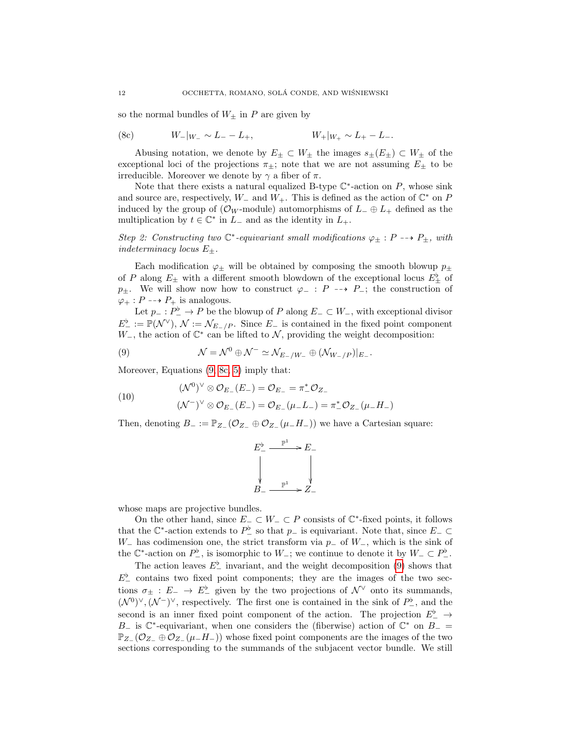so the normal bundles of $W_\pm$ in $P$ are given by

$$W_-|_{W_-} \sim L_- - L_+, \qquad\qquad W_+|_{W_+} \sim L_+ - L_-. \tag{8c}$$

Abusing notation, we denote by $E_\pm \subset W_\pm$ the images $s_\pm(E_\pm) \subset W_\pm$ of the exceptional loci of the projections $\pi_\pm$; note that we are not assuming $E_\pm$ to be irreducible. Moreover we denote by $\gamma$ a fiber of $\pi$.

Note that there exists a natural equalized B-type $\mathbb{C}^*$-action on $P$, whose sink and source are, respectively, $W_-$ and $W_+$. This is defined as the action of $\mathbb{C}^*$ on $P$ induced by the group of ($\mathcal{O}_W$-module) automorphisms of $L_- \oplus L_+$ defined as the multiplication by $t \in \mathbb{C}^*$ in $L_-$ and as the identity in $L_+$.

*Step 2: Constructing two $\mathbb{C}^*$-equivariant small modifications $\varphi_\pm : P \dashrightarrow P_\pm$, with indeterminacy locus $E_\pm$.*

Each modification $\varphi_\pm$ will be obtained by composing the smooth blowup $p_\pm$ of $P$ along $E_\pm$ with a different smooth blowdown of the exceptional locus $E_\pm^\flat$ of $p_\pm$. We will show now how to construct $\varphi_- : P \dashrightarrow P_-$; the construction of $\varphi_+ : P \dashrightarrow P_+$ is analogous.

Let $p_- : P_-^\flat \to P$ be the blowup of $P$ along $E_- \subset W_-$, with exceptional divisor $E_-^\flat := \mathbb{P}(\mathcal{N}^\vee)$, $\mathcal{N} := \mathcal{N}_{E_-/P}$. Since $E_-$ is contained in the fixed point component $W_-$, the action of $\mathbb{C}^*$ can be lifted to $\mathcal{N}$, providing the weight decomposition:

$$\mathcal{N} = \mathcal{N}^0 \oplus \mathcal{N}^- \simeq \mathcal{N}_{E_-/W_-} \oplus (\mathcal{N}_{W_-/P})|_{E_-}. \tag{9}$$

Moreover, Equations (9, 8c, 5) imply that:

$$\begin{aligned} (\mathcal{N}^0)^\vee \otimes \mathcal{O}_{E_-}(E_-) &= \mathcal{O}_{E_-} = \pi_-^*\mathcal{O}_{Z_-} \\ (\mathcal{N}^-)^\vee \otimes \mathcal{O}_{E_-}(E_-) &= \mathcal{O}_{E_-}(\mu_- L_-) = \pi_-^*\mathcal{O}_{Z_-}(\mu_- H_-) \end{aligned} \tag{10}$$

Then, denoting $B_- := \mathbb{P}_{Z_-}(\mathcal{O}_{Z_-} \oplus \mathcal{O}_{Z_-}(\mu_- H_-))$ we have a Cartesian square:

$$\begin{array}{ccc} E_-^\flat & \xrightarrow{\mathbb{P}^1} & E_- \\ \downarrow & & \downarrow \\ B_- & \xrightarrow{\mathbb{P}^1} & Z_- \end{array}$$

whose maps are projective bundles.

On the other hand, since $E_- \subset W_- \subset P$ consists of $\mathbb{C}^*$-fixed points, it follows that the $\mathbb{C}^*$-action extends to $P_-^\flat$ so that $p_-$ is equivariant. Note that, since $E_- \subset W_-$ has codimension one, the strict transform via $p_-$ of $W_-$, which is the sink of the $\mathbb{C}^*$-action on $P_-^\flat$, is isomorphic to $W_-$; we continue to denote it by $W_- \subset P_-^\flat$.

The action leaves $E_-^\flat$ invariant, and the weight decomposition (9) shows that $E_-^\flat$ contains two fixed point components; they are the images of the two sections $\sigma_\pm : E_- \to E_-^\flat$ given by the two projections of $\mathcal{N}^\vee$ onto its summands, $(\mathcal{N}^0)^\vee, (\mathcal{N}^-)^\vee$, respectively. The first one is contained in the sink of $P_-^\flat$, and the second is an inner fixed point component of the action. The projection $E_-^\flat \to B_-$ is $\mathbb{C}^*$-equivariant, when one considers the (fiberwise) action of $\mathbb{C}^*$ on $B_- = \mathbb{P}_{Z_-}(\mathcal{O}_{Z_-} \oplus \mathcal{O}_{Z_-}(\mu_- H_-))$ whose fixed point components are the images of the two sections corresponding to the summands of the subjacent vector bundle. We still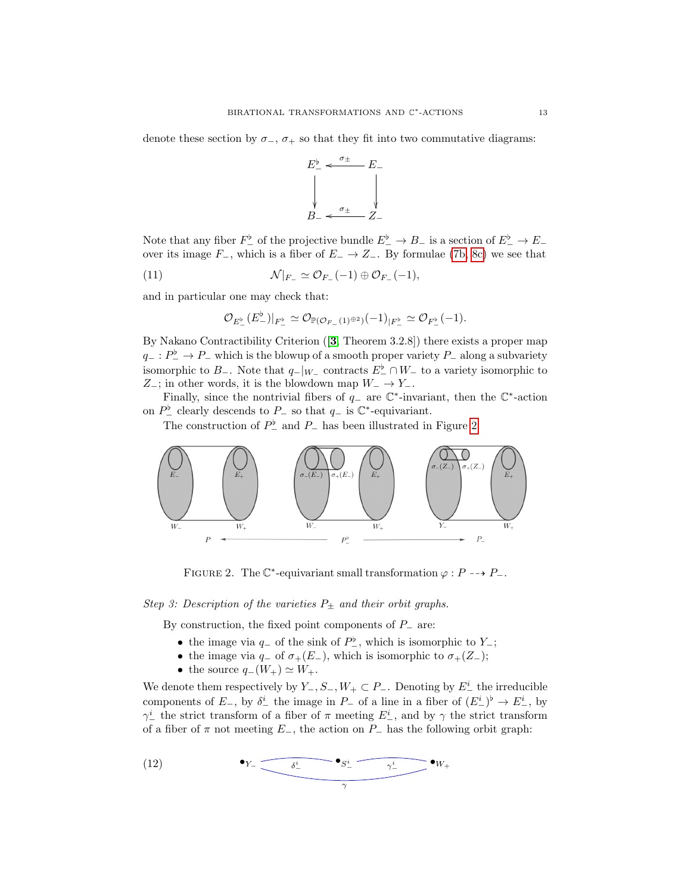denote these section by $\sigma_-$, $\sigma_+$ so that they fit into two commutative diagrams:

$$\begin{array}{ccc} E_-^\flat & \xleftarrow{\sigma_\pm} & E_- \\ \downarrow & & \downarrow \\ B_- & \xleftarrow{\sigma_\pm} & Z_- \end{array}$$

Note that any fiber $F_-^\flat$ of the projective bundle $E_-^\flat \to B_-$ is a section of $E_-^\flat \to E_-$ over its image $F_-$, which is a fiber of $E_- \to Z_-$. By formulae (7b, 8c) we see that

$$\mathcal{N}|_{F_-} \simeq \mathcal{O}_{F_-}(-1) \oplus \mathcal{O}_{F_-}(-1), \tag{11}$$

and in particular one may check that:

$$\mathcal{O}_{E_-^\flat}(E_-^\flat)|_{F_-^\flat} \simeq \mathcal{O}_{\mathbb{P}(\mathcal{O}_{F_-}(1)^{\oplus 2})}(-1)_{|F_-^\flat} \simeq \mathcal{O}_{F_-^\flat}(-1).$$

By Nakano Contractibility Criterion ([**3**, Theorem 3.2.8]) there exists a proper map $q_- : P_-^\flat \to P_-$ which is the blowup of a smooth proper variety $P_-$ along a subvariety isomorphic to $B_-$. Note that $q_-|_{W_-}$ contracts $E_-^\flat \cap W_-$ to a variety isomorphic to $Z_-$; in other words, it is the blowdown map $W_- \to Y_-$.

Finally, since the nontrivial fibers of $q_-$ are $\mathbb{C}^*$-invariant, then the $\mathbb{C}^*$-action on $P_-^\flat$ clearly descends to $P_-$ so that $q_-$ is $\mathbb{C}^*$-equivariant.

The construction of $P_-^\flat$ and $P_-$ has been illustrated in Figure 2.

FIGURE 2. The $\mathbb{C}^*$-equivariant small transformation $\varphi : P \dashrightarrow P_-$.

*Step 3: Description of the varieties $P_\pm$ and their orbit graphs.*

By construction, the fixed point components of $P_-$ are:

- the image via $q_-$ of the sink of $P_-^\flat$, which is isomorphic to $Y_-$;
- the image via $q_-$ of $\sigma_+(E_-)$, which is isomorphic to $\sigma_+(Z_-)$;
- the source $q_-(W_+) \simeq W_+$.

We denote them respectively by $Y_-, S_-, W_+ \subset P_-$. Denoting by $E_-^i$ the irreducible components of $E_-$, by $\delta_-^i$ the image in $P_-$ of a line in a fiber of $(E_-^i)^\flat \to E_-^i$, by $\gamma_-^i$ the strict transform of a fiber of $\pi$ meeting $E_-^i$, and by $\gamma$ the strict transform of a fiber of $\pi$ not meeting $E_-$, the action on $P_-$ has the following orbit graph:

$$\bullet_{Y_-} \xrightarrow{\ \delta_-^i\ } \bullet_{S_-^i} \xrightarrow{\ \gamma_-^i\ } \bullet_{W_+}, \qquad \bullet_{Y_-} \xrightarrow{\ \gamma\ } \bullet_{W_+} \tag{12}$$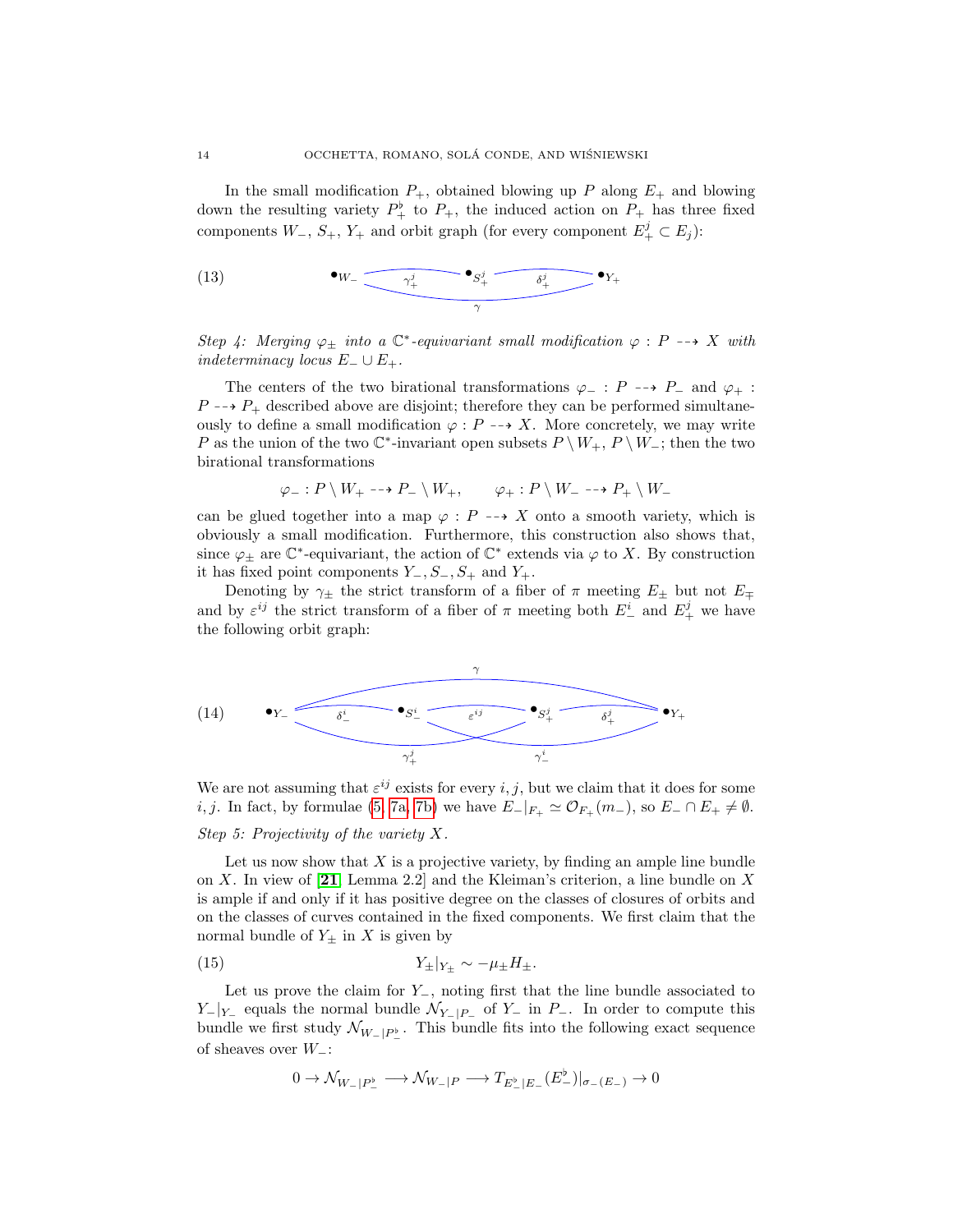In the small modification $P_+$, obtained blowing up $P$ along $E_+$ and blowing down the resulting variety $P_+^\flat$ to $P_+$, the induced action on $P_+$ has three fixed components $W_-$, $S_+$, $Y_+$ and orbit graph (for every component $E_+^j \subset E_j$):

(13) [Orbit graph: vertices $W_-$, $S_+^j$, $Y_+$; edges $\gamma_+^j$ (between $W_-$ and $S_+^j$), $\delta_+^j$ (between $S_+^j$ and $Y_+$), $\gamma$ (between $W_-$ and $Y_+$)]

*Step 4: Merging $\varphi_\pm$ into a $\mathbb{C}^*$-equivariant small modification $\varphi : P \dashrightarrow X$ with indeterminacy locus $E_- \cup E_+$.*

The centers of the two birational transformations $\varphi_- : P \dashrightarrow P_-$ and $\varphi_+ : P \dashrightarrow P_+$ described above are disjoint; therefore they can be performed simultaneously to define a small modification $\varphi : P \dashrightarrow X$. More concretely, we may write $P$ as the union of the two $\mathbb{C}^*$-invariant open subsets $P \setminus W_+$, $P \setminus W_-$; then the two birational transformations

$$\varphi_- : P \setminus W_+ \dashrightarrow P_- \setminus W_+, \qquad \varphi_+ : P \setminus W_- \dashrightarrow P_+ \setminus W_-$$

can be glued together into a map $\varphi : P \dashrightarrow X$ onto a smooth variety, which is obviously a small modification. Furthermore, this construction also shows that, since $\varphi_\pm$ are $\mathbb{C}^*$-equivariant, the action of $\mathbb{C}^*$ extends via $\varphi$ to $X$. By construction it has fixed point components $Y_-, S_-, S_+$ and $Y_+$.

Denoting by $\gamma_\pm$ the strict transform of a fiber of $\pi$ meeting $E_\pm$ but not $E_\mp$ and by $\varepsilon^{ij}$ the strict transform of a fiber of $\pi$ meeting both $E_-^i$ and $E_+^j$ we have the following orbit graph:

(14) [Orbit graph: vertices $Y_-$, $S_-^i$, $S_+^j$, $Y_+$; edges $\gamma$ (between $Y_-$ and $Y_+$), $\delta_-^i$ (between $Y_-$ and $S_-^i$), $\varepsilon^{ij}$ (between $S_-^i$ and $S_+^j$), $\delta_+^j$ (between $S_+^j$ and $Y_+$), $\gamma_+^j$ (between $Y_-$ and $S_+^j$), $\gamma_-^i$ (between $S_-^i$ and $Y_+$)]

We are not assuming that $\varepsilon^{ij}$ exists for every $i, j$, but we claim that it does for some $i, j$. In fact, by formulae (5, 7a, 7b) we have $E_-|_{F_+} \simeq \mathcal{O}_{F_+}(m_-)$, so $E_- \cap E_+ \neq \emptyset$.

*Step 5: Projectivity of the variety $X$.*

Let us now show that $X$ is a projective variety, by finding an ample line bundle on $X$. In view of [**21**, Lemma 2.2] and the Kleiman's criterion, a line bundle on $X$ is ample if and only if it has positive degree on the classes of closures of orbits and on the classes of curves contained in the fixed components. We first claim that the normal bundle of $Y_\pm$ in $X$ is given by

$$Y_\pm|_{Y_\pm} \sim -\mu_\pm H_\pm. \tag{15}$$

Let us prove the claim for $Y_-$, noting first that the line bundle associated to $Y_-|_{Y_-}$ equals the normal bundle $\mathcal{N}_{Y_-|P_-}$ of $Y_-$ in $P_-$. In order to compute this bundle we first study $\mathcal{N}_{W_-|P_-^\flat}$. This bundle fits into the following exact sequence of sheaves over $W_-$:

$$0 \to \mathcal{N}_{W_-|P_-^\flat} \longrightarrow \mathcal{N}_{W_-|P} \longrightarrow T_{E_-^\flat|E_-}(E_-^\flat)|_{\sigma_-(E_-)} \to 0$$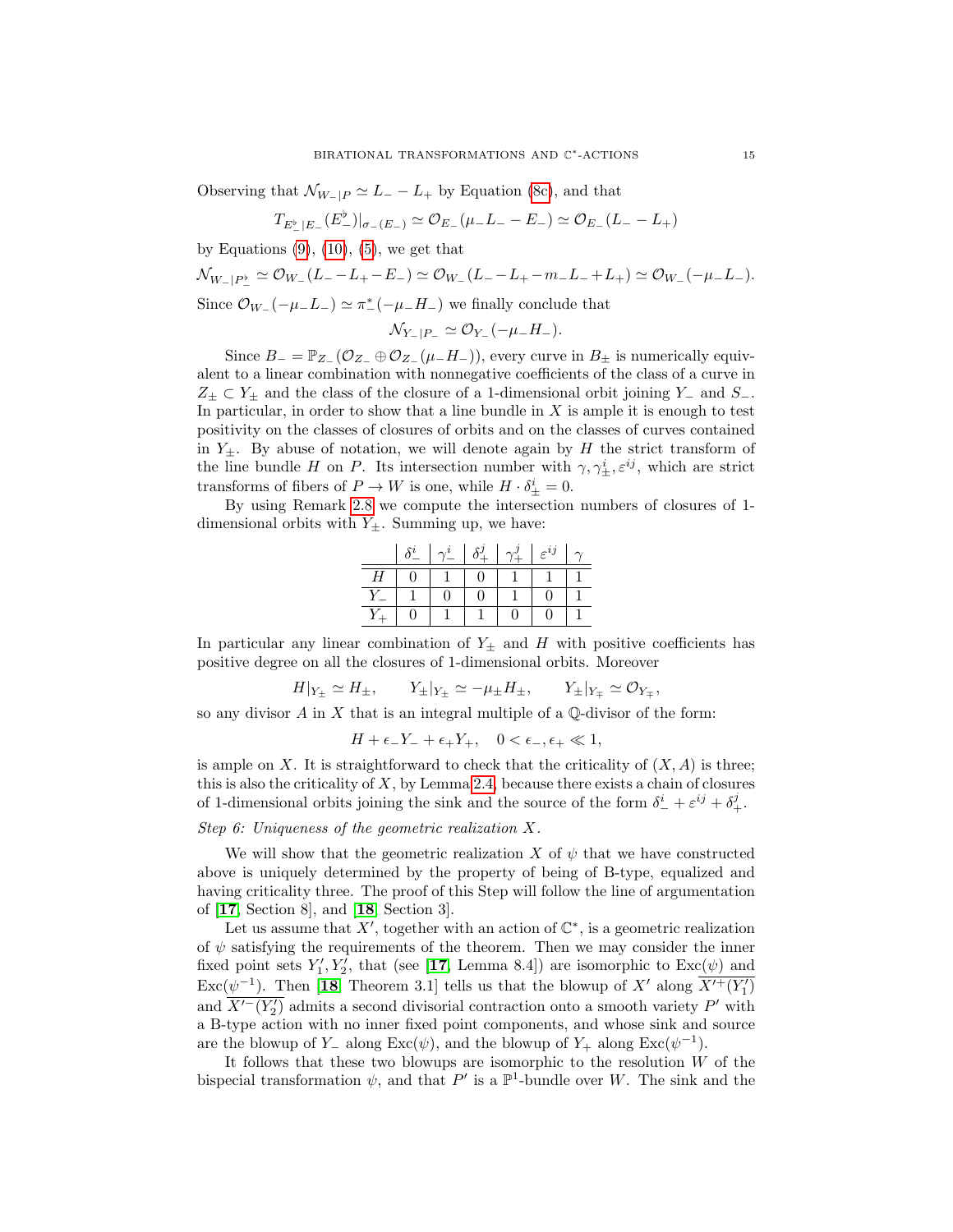Observing that $\mathcal{N}_{W_-|P} \simeq L_- - L_+$ by Equation (8c), and that

$$T_{E_-^\flat|E_-}(E_-^\flat)|_{\sigma_-(E_-)} \simeq \mathcal{O}_{E_-}(\mu_- L_- - E_-) \simeq \mathcal{O}_{E_-}(L_- - L_+)$$

by Equations (9), (10), (5), we get that

$$\mathcal{N}_{W_-|P_-^\flat} \simeq \mathcal{O}_{W_-}(L_- - L_+ - E_-) \simeq \mathcal{O}_{W_-}(L_- - L_+ - m_- L_- + L_+) \simeq \mathcal{O}_{W_-}(-\mu_- L_-).$$

Since $\mathcal{O}_{W_-}(-\mu_- L_-) \simeq \pi_-^*(-\mu_- H_-)$ we finally conclude that

$$\mathcal{N}_{Y_-|P_-} \simeq \mathcal{O}_{Y_-}(-\mu_- H_-).$$

Since $B_- = \mathbb{P}_{Z_-}(\mathcal{O}_{Z_-} \oplus \mathcal{O}_{Z_-}(\mu_- H_-))$, every curve in $B_\pm$ is numerically equivalent to a linear combination with nonnegative coefficients of the class of a curve in $Z_\pm \subset Y_\pm$ and the class of the closure of a 1-dimensional orbit joining $Y_-$ and $S_-$. In particular, in order to show that a line bundle in $X$ is ample it is enough to test positivity on the classes of closures of orbits and on the classes of curves contained in $Y_\pm$. By abuse of notation, we will denote again by $H$ the strict transform of the line bundle $H$ on $P$. Its intersection number with $\gamma, \gamma_\pm^i, \varepsilon^{ij}$, which are strict transforms of fibers of $P \to W$ is one, while $H \cdot \delta_\pm^i = 0$.

By using Remark 2.8 we compute the intersection numbers of closures of 1-dimensional orbits with $Y_\pm$. Summing up, we have:

| | $\delta_-^i$ | $\gamma_-^i$ | $\delta_+^j$ | $\gamma_+^j$ | $\varepsilon^{ij}$ | $\gamma$ |
|---|---|---|---|---|---|---|
| $H$ | 0 | 1 | 0 | 1 | 1 | 1 |
| $Y_-$ | 1 | 0 | 0 | 1 | 0 | 1 |
| $Y_+$ | 0 | 1 | 1 | 0 | 0 | 1 |

In particular any linear combination of $Y_\pm$ and $H$ with positive coefficients has positive degree on all the closures of 1-dimensional orbits. Moreover

$$H|_{Y_\pm} \simeq H_\pm, \qquad Y_\pm|_{Y_\pm} \simeq -\mu_\pm H_\pm, \qquad Y_\pm|_{Y_\mp} \simeq \mathcal{O}_{Y_\mp},$$

so any divisor $A$ in $X$ that is an integral multiple of a $\mathbb{Q}$-divisor of the form:

$$H + \epsilon_- Y_- + \epsilon_+ Y_+, \quad 0 < \epsilon_-, \epsilon_+ \ll 1,$$

is ample on $X$. It is straightforward to check that the criticality of $(X, A)$ is three; this is also the criticality of $X$, by Lemma 2.4, because there exists a chain of closures of 1-dimensional orbits joining the sink and the source of the form $\delta_-^i + \varepsilon^{ij} + \delta_+^j$.

*Step 6: Uniqueness of the geometric realization $X$.*

We will show that the geometric realization $X$ of $\psi$ that we have constructed above is uniquely determined by the property of being of B-type, equalized and having criticality three. The proof of this Step will follow the line of argumentation of [**17**, Section 8], and [**18**, Section 3].

Let us assume that $X'$, together with an action of $\mathbb{C}^*$, is a geometric realization of $\psi$ satisfying the requirements of the theorem. Then we may consider the inner fixed point sets $Y_1', Y_2'$, that (see [**17**, Lemma 8.4]) are isomorphic to $\mathrm{Exc}(\psi)$ and $\mathrm{Exc}(\psi^{-1})$. Then [**18**, Theorem 3.1] tells us that the blowup of $X'$ along $\overline{X'^{+}(Y_1')}$ and $\overline{X'^{-}(Y_2')}$ admits a second divisorial contraction onto a smooth variety $P'$ with a B-type action with no inner fixed point components, and whose sink and source are the blowup of $Y_-$ along $\mathrm{Exc}(\psi)$, and the blowup of $Y_+$ along $\mathrm{Exc}(\psi^{-1})$.

It follows that these two blowups are isomorphic to the resolution $W$ of the bispecial transformation $\psi$, and that $P'$ is a $\mathbb{P}^1$-bundle over $W$. The sink and the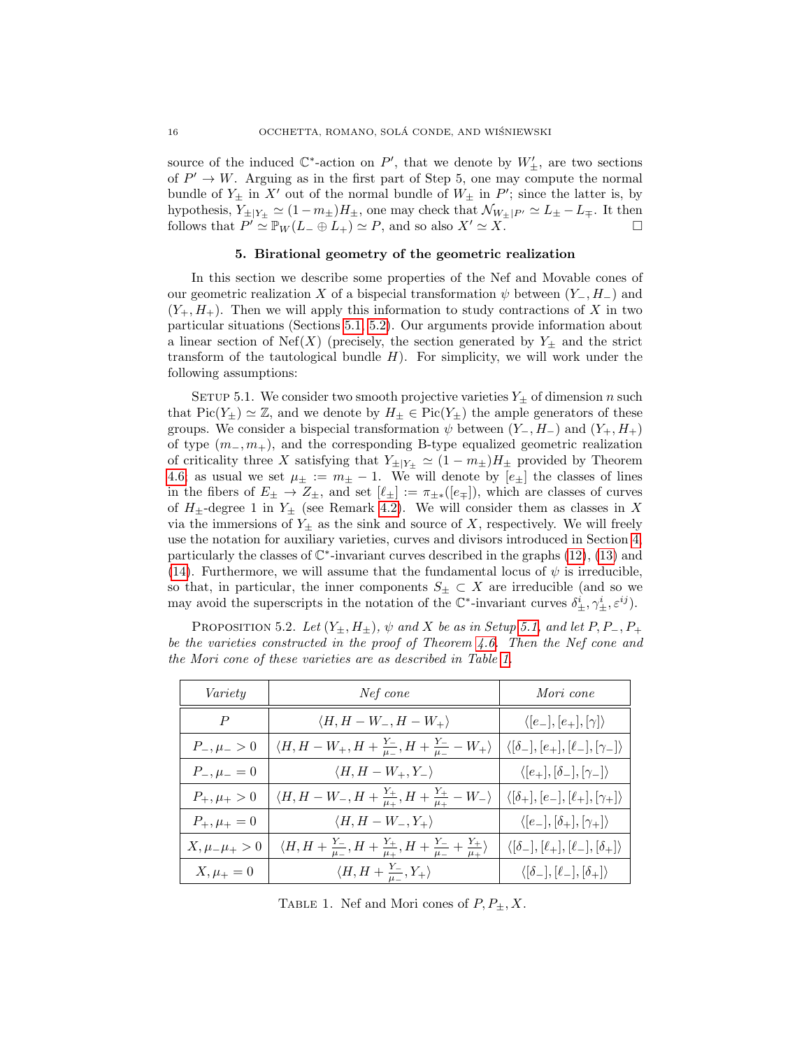source of the induced $\mathbb{C}^*$-action on $P'$, that we denote by $W'_\pm$, are two sections of $P' \to W$. Arguing as in the first part of Step 5, one may compute the normal bundle of $Y_\pm$ in $X'$ out of the normal bundle of $W_\pm$ in $P'$; since the latter is, by hypothesis, $Y_{\pm|Y_\pm} \simeq (1-m_\pm)H_\pm$, one may check that $\mathcal{N}_{W_\pm|P'} \simeq L_\pm - L_\mp$. It then follows that $P' \simeq \mathbb{P}_W(L_- \oplus L_+) \simeq P$, and so also $X' \simeq X$. □

## 5. Birational geometry of the geometric realization

In this section we describe some properties of the Nef and Movable cones of our geometric realization $X$ of a bispecial transformation $\psi$ between $(Y_-, H_-)$ and $(Y_+, H_+)$. Then we will apply this information to study contractions of $X$ in two particular situations (Sections 5.1, 5.2). Our arguments provide information about a linear section of $\mathrm{Nef}(X)$ (precisely, the section generated by $Y_\pm$ and the strict transform of the tautological bundle $H$). For simplicity, we will work under the following assumptions:

Setup 5.1. We consider two smooth projective varieties $Y_\pm$ of dimension $n$ such that $\mathrm{Pic}(Y_\pm) \simeq \mathbb{Z}$, and we denote by $H_\pm \in \mathrm{Pic}(Y_\pm)$ the ample generators of these groups. We consider a bispecial transformation $\psi$ between $(Y_-, H_-)$ and $(Y_+, H_+)$ of type $(m_-, m_+)$, and the corresponding B-type equalized geometric realization of criticality three $X$ satisfying that $Y_{\pm|Y_\pm} \simeq (1-m_\pm)H_\pm$ provided by Theorem 4.6; as usual we set $\mu_\pm := m_\pm - 1$. We will denote by $[e_\pm]$ the classes of lines in the fibers of $E_\pm \to Z_\pm$, and set $[\ell_\pm] := \pi_{\pm*}([e_\mp])$, which are classes of curves of $H_\pm$-degree 1 in $Y_\pm$ (see Remark 4.2). We will consider them as classes in $X$ via the immersions of $Y_\pm$ as the sink and source of $X$, respectively. We will freely use the notation for auxiliary varieties, curves and divisors introduced in Section 4, particularly the classes of $\mathbb{C}^*$-invariant curves described in the graphs (12), (13) and (14). Furthermore, we will assume that the fundamental locus of $\psi$ is irreducible, so that, in particular, the inner components $S_\pm \subset X$ are irreducible (and so we may avoid the superscripts in the notation of the $\mathbb{C}^*$-invariant curves $\delta^i_\pm, \gamma^i_\pm, \varepsilon^{ij}$).

Proposition 5.2. *Let $(Y_\pm, H_\pm)$, $\psi$ and $X$ be as in Setup 5.1, and let $P, P_-, P_+$ be the varieties constructed in the proof of Theorem 4.6. Then the Nef cone and the Mori cone of these varieties are as described in Table 1.*

| *Variety* | *Nef cone* | *Mori cone* |
|---|---|---|
| $P$ | $\langle H, H-W_-, H-W_+\rangle$ | $\langle [e_-], [e_+], [\gamma]\rangle$ |
| $P_-, \mu_- > 0$ | $\langle H, H-W_+, H+\frac{Y_-}{\mu_-}, H+\frac{Y_-}{\mu_-}-W_+\rangle$ | $\langle [\delta_-], [e_+], [\ell_-], [\gamma_-]\rangle$ |
| $P_-, \mu_- = 0$ | $\langle H, H-W_+, Y_-\rangle$ | $\langle [e_+], [\delta_-], [\gamma_-]\rangle$ |
| $P_+, \mu_+ > 0$ | $\langle H, H-W_-, H+\frac{Y_+}{\mu_+}, H+\frac{Y_+}{\mu_+}-W_-\rangle$ | $\langle [\delta_+], [e_-], [\ell_+], [\gamma_+]\rangle$ |
| $P_+, \mu_+ = 0$ | $\langle H, H-W_-, Y_+\rangle$ | $\langle [e_-], [\delta_+], [\gamma_+]\rangle$ |
| $X, \mu_-\mu_+ > 0$ | $\langle H, H+\frac{Y_-}{\mu_-}, H+\frac{Y_+}{\mu_+}, H+\frac{Y_-}{\mu_-}+\frac{Y_+}{\mu_+}\rangle$ | $\langle [\delta_-], [\ell_+], [\ell_-], [\delta_+]\rangle$ |
| $X, \mu_+ = 0$ | $\langle H, H+\frac{Y_-}{\mu_-}, Y_+\rangle$ | $\langle [\delta_-], [\ell_-], [\delta_+]\rangle$ |

Table 1. Nef and Mori cones of $P, P_\pm, X$.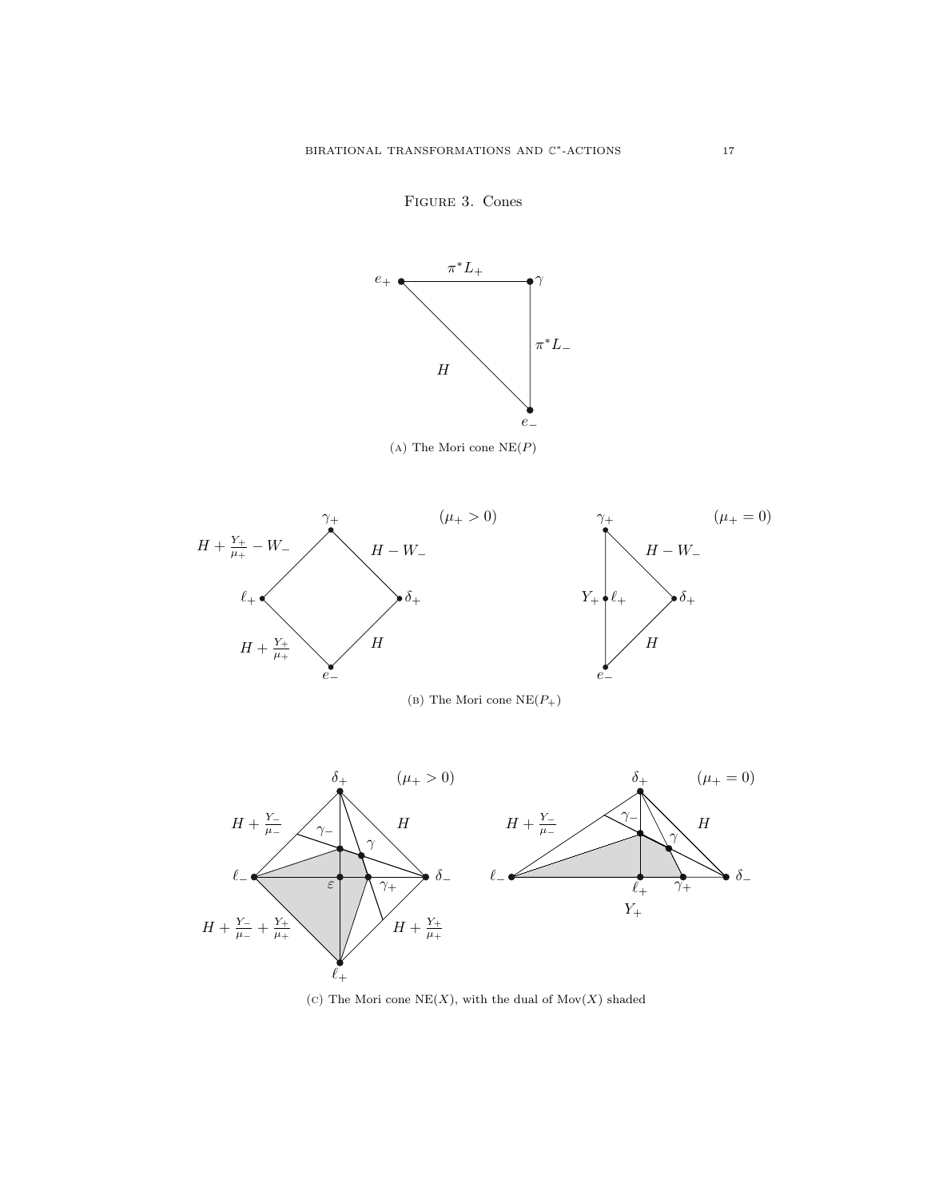Figure 3. Cones

(a) The Mori cone $\mathrm{NE}(P)$

(b) The Mori cone $\mathrm{NE}(P_+)$

(c) The Mori cone $\mathrm{NE}(X)$, with the dual of $\mathrm{Mov}(X)$ shaded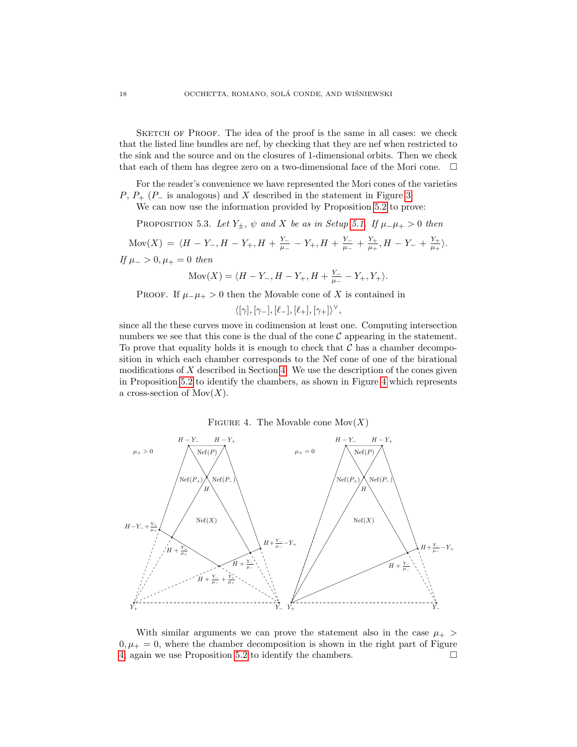Sketch of Proof. The idea of the proof is the same in all cases: we check that the listed line bundles are nef, by checking that they are nef when restricted to the sink and the source and on the closures of 1-dimensional orbits. Then we check that each of them has degree zero on a two-dimensional face of the Mori cone. □

For the reader's convenience we have represented the Mori cones of the varieties $P$, $P_+$ ($P_-$ is analogous) and $X$ described in the statement in Figure 3.

We can now use the information provided by Proposition 5.2 to prove:

Proposition 5.3. *Let $Y_\pm$, $\psi$ and $X$ be as in Setup 5.1. If $\mu_-\mu_+ > 0$ then*

$$\mathrm{Mov}(X) = \langle H - Y_-, H - Y_+, H + \tfrac{Y_-}{\mu_-} - Y_+, H + \tfrac{Y_-}{\mu_-} + \tfrac{Y_+}{\mu_+}, H - Y_- + \tfrac{Y_+}{\mu_+}\rangle.$$

*If $\mu_- > 0, \mu_+ = 0$ then*

$$\mathrm{Mov}(X) = \langle H - Y_-, H - Y_+, H + \tfrac{Y_-}{\mu_-} - Y_+, Y_+\rangle.$$

Proof. If $\mu_-\mu_+ > 0$ then the Movable cone of $X$ is contained in

$$\langle [\gamma], [\gamma_-], [\ell_-], [\ell_+], [\gamma_+]\rangle^\vee,$$

since all the these curves move in codimension at least one. Computing intersection numbers we see that this cone is the dual of the cone $\mathcal{C}$ appearing in the statement. To prove that equality holds it is enough to check that $\mathcal{C}$ has a chamber decomposition in which each chamber corresponds to the Nef cone of one of the birational modifications of $X$ described in Section 4. We use the description of the cones given in Proposition 5.2 to identify the chambers, as shown in Figure 4 which represents a cross-section of $\mathrm{Mov}(X)$.

Figure 4. The Movable cone $\mathrm{Mov}(X)$

With similar arguments we can prove the statement also in the case $\mu_+ > 0, \mu_+ = 0$, where the chamber decomposition is shown in the right part of Figure 4; again we use Proposition 5.2 to identify the chambers. □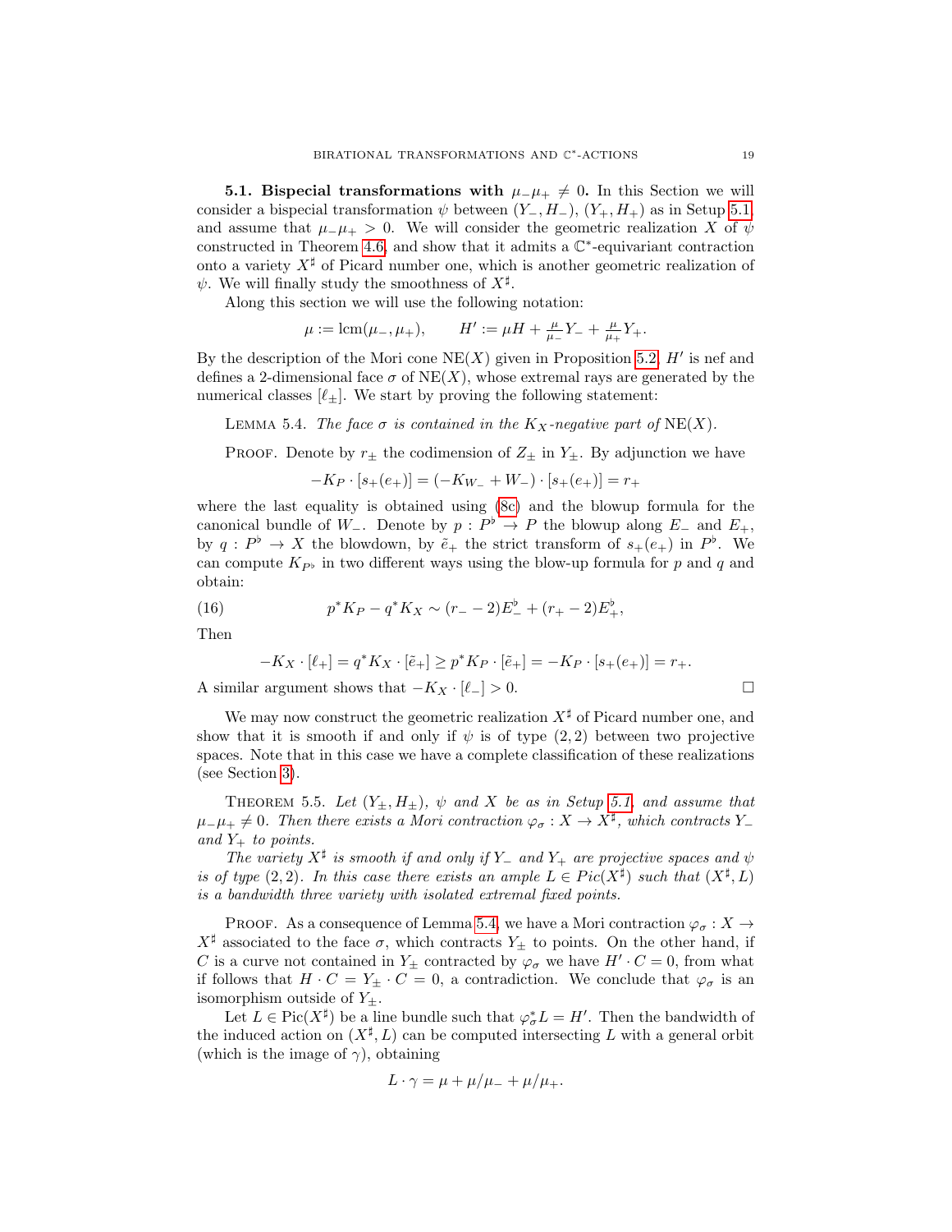**5.1. Bispecial transformations with $\mu_-\mu_+ \neq 0$.** In this Section we will consider a bispecial transformation $\psi$ between $(Y_-, H_-)$, $(Y_+, H_+)$ as in Setup 5.1, and assume that $\mu_-\mu_+ > 0$. We will consider the geometric realization $X$ of $\psi$ constructed in Theorem 4.6, and show that it admits a $\mathbb{C}^*$-equivariant contraction onto a variety $X^\sharp$ of Picard number one, which is another geometric realization of $\psi$. We will finally study the smoothness of $X^\sharp$.

Along this section we will use the following notation:

$$\mu := \operatorname{lcm}(\mu_-, \mu_+), \qquad H' := \mu H + \tfrac{\mu}{\mu_-} Y_- + \tfrac{\mu}{\mu_+} Y_+.$$

By the description of the Mori cone $\operatorname{NE}(X)$ given in Proposition 5.2, $H'$ is nef and defines a 2-dimensional face $\sigma$ of $\operatorname{NE}(X)$, whose extremal rays are generated by the numerical classes $[\ell_\pm]$. We start by proving the following statement:

Lemma 5.4. *The face $\sigma$ is contained in the $K_X$-negative part of* $\operatorname{NE}(X)$.

Proof. Denote by $r_\pm$ the codimension of $Z_\pm$ in $Y_\pm$. By adjunction we have

$$-K_P \cdot [s_+(e_+)] = (-K_{W_-} + W_-) \cdot [s_+(e_+)] = r_+$$

where the last equality is obtained using (8c) and the blowup formula for the canonical bundle of $W_-$. Denote by $p : P^\flat \to P$ the blowup along $E_-$ and $E_+$, by $q : P^\flat \to X$ the blowdown, by $\tilde{e}_+$ the strict transform of $s_+(e_+)$ in $P^\flat$. We can compute $K_{P^\flat}$ in two different ways using the blow-up formula for $p$ and $q$ and obtain:

$$p^*K_P - q^*K_X \sim (r_- - 2)E_-^\flat + (r_+ - 2)E_+^\flat, \tag{16}$$

Then

$$-K_X \cdot [\ell_+] = q^*K_X \cdot [\tilde{e}_+] \geq p^*K_P \cdot [\tilde{e}_+] = -K_P \cdot [s_+(e_+)] = r_+.$$

A similar argument shows that $-K_X \cdot [\ell_-] > 0$. $\square$

We may now construct the geometric realization $X^\sharp$ of Picard number one, and show that it is smooth if and only if $\psi$ is of type $(2,2)$ between two projective spaces. Note that in this case we have a complete classification of these realizations (see Section 3).

Theorem 5.5. *Let $(Y_\pm, H_\pm)$, $\psi$ and $X$ be as in Setup 5.1, and assume that $\mu_-\mu_+ \neq 0$. Then there exists a Mori contraction $\varphi_\sigma : X \to X^\sharp$, which contracts $Y_-$ and $Y_+$ to points.*

*The variety $X^\sharp$ is smooth if and only if $Y_-$ and $Y_+$ are projective spaces and $\psi$ is of type $(2,2)$. In this case there exists an ample $L \in Pic(X^\sharp)$ such that $(X^\sharp, L)$ is a bandwidth three variety with isolated extremal fixed points.*

Proof. As a consequence of Lemma 5.4, we have a Mori contraction $\varphi_\sigma : X \to X^\sharp$ associated to the face $\sigma$, which contracts $Y_\pm$ to points. On the other hand, if $C$ is a curve not contained in $Y_\pm$ contracted by $\varphi_\sigma$ we have $H' \cdot C = 0$, from what if follows that $H \cdot C = Y_\pm \cdot C = 0$, a contradiction. We conclude that $\varphi_\sigma$ is an isomorphism outside of $Y_\pm$.

Let $L \in \operatorname{Pic}(X^\sharp)$ be a line bundle such that $\varphi_\sigma^* L = H'$. Then the bandwidth of the induced action on $(X^\sharp, L)$ can be computed intersecting $L$ with a general orbit (which is the image of $\gamma$), obtaining

$$L \cdot \gamma = \mu + \mu/\mu_- + \mu/\mu_+.$$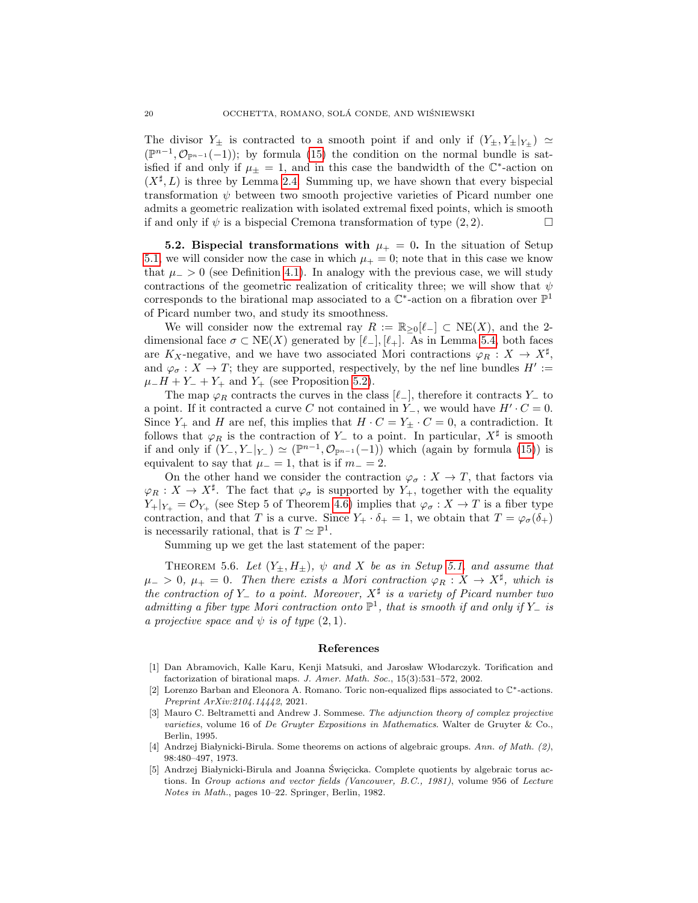The divisor $Y_\pm$ is contracted to a smooth point if and only if $(Y_\pm, Y_\pm|_{Y_\pm}) \simeq (\mathbb{P}^{n-1}, \mathcal{O}_{\mathbb{P}^{n-1}}(-1))$; by formula (15) the condition on the normal bundle is satisfied if and only if $\mu_\pm = 1$, and in this case the bandwidth of the $\mathbb{C}^*$-action on $(X^\sharp, L)$ is three by Lemma 2.4. Summing up, we have shown that every bispecial transformation $\psi$ between two smooth projective varieties of Picard number one admits a geometric realization with isolated extremal fixed points, which is smooth if and only if $\psi$ is a bispecial Cremona transformation of type $(2,2)$. □

**5.2. Bispecial transformations with $\mu_+ = 0$.** In the situation of Setup 5.1 we will consider now the case in which $\mu_+ = 0$; note that in this case we know that $\mu_- > 0$ (see Definition 4.1). In analogy with the previous case, we will study contractions of the geometric realization of criticality three; we will show that $\psi$ corresponds to the birational map associated to a $\mathbb{C}^*$-action on a fibration over $\mathbb{P}^1$ of Picard number two, and study its smoothness.

We will consider now the extremal ray $R := \mathbb{R}_{\geq 0}[\ell_-] \subset \mathrm{NE}(X)$, and the 2-dimensional face $\sigma \subset \mathrm{NE}(X)$ generated by $[\ell_-], [\ell_+]$. As in Lemma 5.4, both faces are $K_X$-negative, and we have two associated Mori contractions $\varphi_R : X \to X^\sharp$, and $\varphi_\sigma : X \to T$; they are supported, respectively, by the nef line bundles $H' := \mu_- H + Y_- + Y_+$ and $Y_+$ (see Proposition 5.2).

The map $\varphi_R$ contracts the curves in the class $[\ell_-]$, therefore it contracts $Y_-$ to a point. If it contracted a curve $C$ not contained in $Y_-$, we would have $H' \cdot C = 0$. Since $Y_+$ and $H$ are nef, this implies that $H \cdot C = Y_\pm \cdot C = 0$, a contradiction. It follows that $\varphi_R$ is the contraction of $Y_-$ to a point. In particular, $X^\sharp$ is smooth if and only if $(Y_-, Y_-|_{Y_-}) \simeq (\mathbb{P}^{n-1}, \mathcal{O}_{\mathbb{P}^{n-1}}(-1))$ which (again by formula (15)) is equivalent to say that $\mu_- = 1$, that is if $m_- = 2$.

On the other hand we consider the contraction $\varphi_\sigma : X \to T$, that factors via $\varphi_R : X \to X^\sharp$. The fact that $\varphi_\sigma$ is supported by $Y_+$, together with the equality $Y_+|_{Y_+} = \mathcal{O}_{Y_+}$ (see Step 5 of Theorem 4.6) implies that $\varphi_\sigma : X \to T$ is a fiber type contraction, and that $T$ is a curve. Since $Y_+ \cdot \delta_+ = 1$, we obtain that $T = \varphi_\sigma(\delta_+)$ is necessarily rational, that is $T \simeq \mathbb{P}^1$.

Summing up we get the last statement of the paper:

Theorem 5.6. *Let $(Y_\pm, H_\pm)$, $\psi$ and $X$ be as in Setup 5.1, and assume that $\mu_- > 0$, $\mu_+ = 0$. Then there exists a Mori contraction $\varphi_R : X \to X^\sharp$, which is the contraction of $Y_-$ to a point. Moreover, $X^\sharp$ is a variety of Picard number two admitting a fiber type Mori contraction onto $\mathbb{P}^1$, that is smooth if and only if $Y_-$ is a projective space and $\psi$ is of type $(2,1)$.*

## References

[1] Dan Abramovich, Kalle Karu, Kenji Matsuki, and Jarosław Włodarczyk. Torification and factorization of birational maps. *J. Amer. Math. Soc.*, 15(3):531–572, 2002.

[2] Lorenzo Barban and Eleonora A. Romano. Toric non-equalized flips associated to $\mathbb{C}^*$-actions. *Preprint ArXiv:2104.14442*, 2021.

[3] Mauro C. Beltrametti and Andrew J. Sommese. *The adjunction theory of complex projective varieties*, volume 16 of *De Gruyter Expositions in Mathematics*. Walter de Gruyter & Co., Berlin, 1995.

[4] Andrzej Białynicki-Birula. Some theorems on actions of algebraic groups. *Ann. of Math. (2)*, 98:480–497, 1973.

[5] Andrzej Białynicki-Birula and Joanna Święcicka. Complete quotients by algebraic torus actions. In *Group actions and vector fields (Vancouver, B.C., 1981)*, volume 956 of *Lecture Notes in Math.*, pages 10–22. Springer, Berlin, 1982.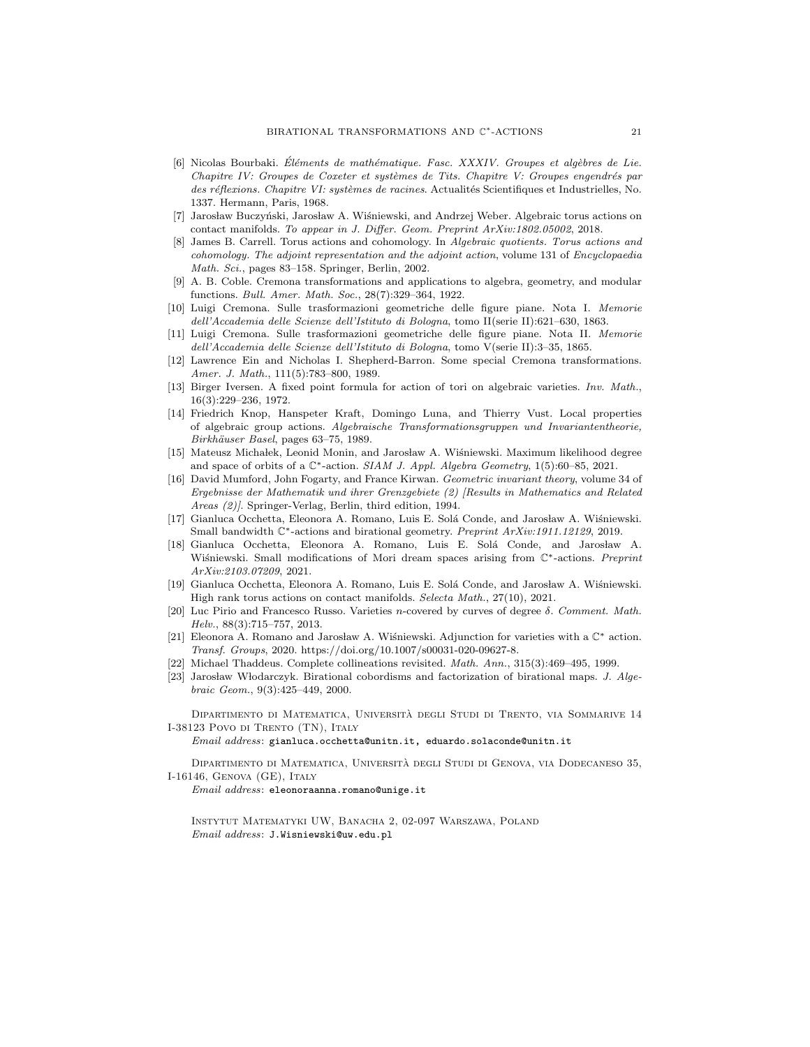[6] Nicolas Bourbaki. *Éléments de mathématique. Fasc. XXXIV. Groupes et algèbres de Lie. Chapitre IV: Groupes de Coxeter et systèmes de Tits. Chapitre V: Groupes engendrés par des réflexions. Chapitre VI: systèmes de racines*. Actualités Scientifiques et Industrielles, No. 1337. Hermann, Paris, 1968.

[7] Jarosław Buczyński, Jarosław A. Wiśniewski, and Andrzej Weber. Algebraic torus actions on contact manifolds. *To appear in J. Differ. Geom. Preprint ArXiv:1802.05002*, 2018.

[8] James B. Carrell. Torus actions and cohomology. In *Algebraic quotients. Torus actions and cohomology. The adjoint representation and the adjoint action*, volume 131 of *Encyclopaedia Math. Sci.*, pages 83–158. Springer, Berlin, 2002.

[9] A. B. Coble. Cremona transformations and applications to algebra, geometry, and modular functions. *Bull. Amer. Math. Soc.*, 28(7):329–364, 1922.

[10] Luigi Cremona. Sulle trasformazioni geometriche delle figure piane. Nota I. *Memorie dell'Accademia delle Scienze dell'Istituto di Bologna*, tomo II(serie II):621–630, 1863.

[11] Luigi Cremona. Sulle trasformazioni geometriche delle figure piane. Nota II. *Memorie dell'Accademia delle Scienze dell'Istituto di Bologna*, tomo V(serie II):3–35, 1865.

[12] Lawrence Ein and Nicholas I. Shepherd-Barron. Some special Cremona transformations. *Amer. J. Math.*, 111(5):783–800, 1989.

[13] Birger Iversen. A fixed point formula for action of tori on algebraic varieties. *Inv. Math.*, 16(3):229–236, 1972.

[14] Friedrich Knop, Hanspeter Kraft, Domingo Luna, and Thierry Vust. Local properties of algebraic group actions. *Algebraische Transformationsgruppen und Invariantentheorie, Birkhäuser Basel*, pages 63–75, 1989.

[15] Mateusz Michałek, Leonid Monin, and Jarosław A. Wiśniewski. Maximum likelihood degree and space of orbits of a $\mathbb{C}^*$-action. *SIAM J. Appl. Algebra Geometry*, 1(5):60–85, 2021.

[16] David Mumford, John Fogarty, and France Kirwan. *Geometric invariant theory*, volume 34 of *Ergebnisse der Mathematik und ihrer Grenzgebiete (2) [Results in Mathematics and Related Areas (2)]*. Springer-Verlag, Berlin, third edition, 1994.

[17] Gianluca Occhetta, Eleonora A. Romano, Luis E. Solá Conde, and Jarosław A. Wiśniewski. Small bandwidth $\mathbb{C}^*$-actions and birational geometry. *Preprint ArXiv:1911.12129*, 2019.

[18] Gianluca Occhetta, Eleonora A. Romano, Luis E. Solá Conde, and Jarosław A. Wiśniewski. Small modifications of Mori dream spaces arising from $\mathbb{C}^*$-actions. *Preprint ArXiv:2103.07209*, 2021.

[19] Gianluca Occhetta, Eleonora A. Romano, Luis E. Solá Conde, and Jarosław A. Wiśniewski. High rank torus actions on contact manifolds. *Selecta Math.*, 27(10), 2021.

[20] Luc Pirio and Francesco Russo. Varieties $n$-covered by curves of degree $\delta$. *Comment. Math. Helv.*, 88(3):715–757, 2013.

[21] Eleonora A. Romano and Jarosław A. Wiśniewski. Adjunction for varieties with a $\mathbb{C}^*$ action. *Transf. Groups*, 2020. https://doi.org/10.1007/s00031-020-09627-8.

[22] Michael Thaddeus. Complete collineations revisited. *Math. Ann.*, 315(3):469–495, 1999.

[23] Jarosław Włodarczyk. Birational cobordisms and factorization of birational maps. *J. Algebraic Geom.*, 9(3):425–449, 2000.

Dipartimento di Matematica, Università degli Studi di Trento, via Sommarive 14 I-38123 Povo di Trento (TN), Italy

*Email address*: gianluca.occhetta@unitn.it, eduardo.solaconde@unitn.it

Dipartimento di Matematica, Università degli Studi di Genova, via Dodecaneso 35, I-16146, Genova (GE), Italy

*Email address*: eleonoraanna.romano@unige.it

Instytut Matematyki UW, Banacha 2, 02-097 Warszawa, Poland

*Email address*: J.Wisniewski@uw.edu.pl